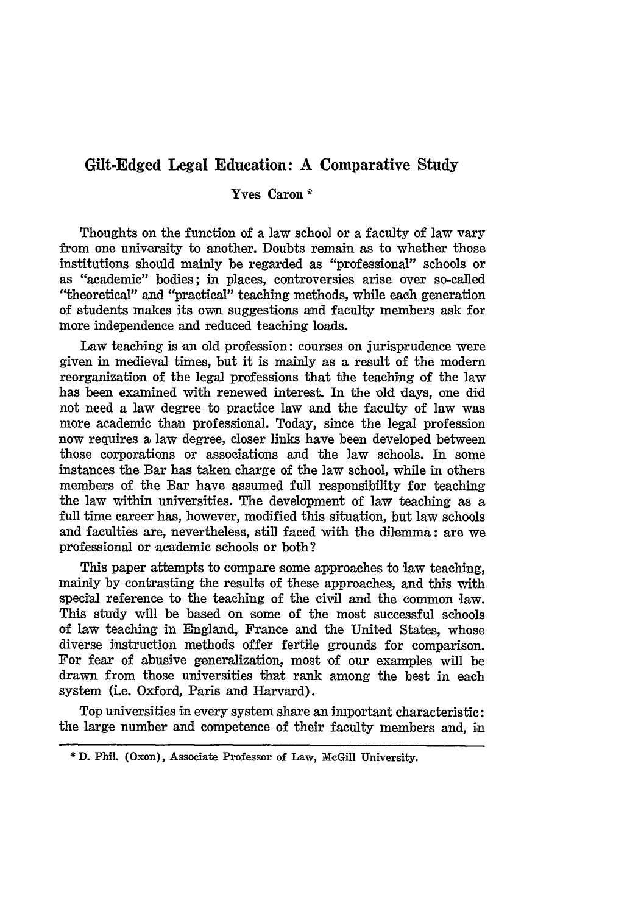# Gilt-Edged Legal Education: A Comparative Study

Yves Caron *

Thoughts on the function of a law school or a faculty of law vary from one university to another. Doubts remain as to whether those institutions should mainly be regarded as "professional" schools or as "academic" bodies; in places, controversies arise over so-called "theoretical" and "practical" teaching methods, while each generation of students makes its own suggestions and faculty members ask for more independence and reduced teaching loads.

Law teaching is an old profession: courses on jurisprudence were given in medieval times, but it is mainly as a result of the modern reorganization of the legal professions that the teaching of the law has been examined with renewed interest. In the old days, one did not need a law degree to practice law and the faculty of law was more academic than professional. Today, since the legal profession now requires a law degree, closer links have been developed between those corporations or associations and the law schools. In some instances the Bar has taken charge of the law school, while in others members of the Bar have assumed full responsibility for teaching the law within universities. The development of law teaching as a full time career has, however, modified this situation, but law schools and faculties are, nevertheless, still faced with the dilemma: are we professional or academic schools or both?

This paper attempts to compare some approaches to law teaching, mainly by contrasting the results of these approaches, and this with special reference to the teaching of the civil and the common law. This study will be based on some of the most successful schools of law teaching in England, France and the United States, whose diverse instruction methods offer fertile grounds for comparison. For fear of abusive generalization, most of our examples will be drawn from those universities that rank among the best in each system (i.e. Oxford, Paris and Harvard).

Top universities in every system share an important characteristic: the large number and competence of their faculty members and, in

---

* D. Phil. (Oxon), Associate Professor of Law, McGill University.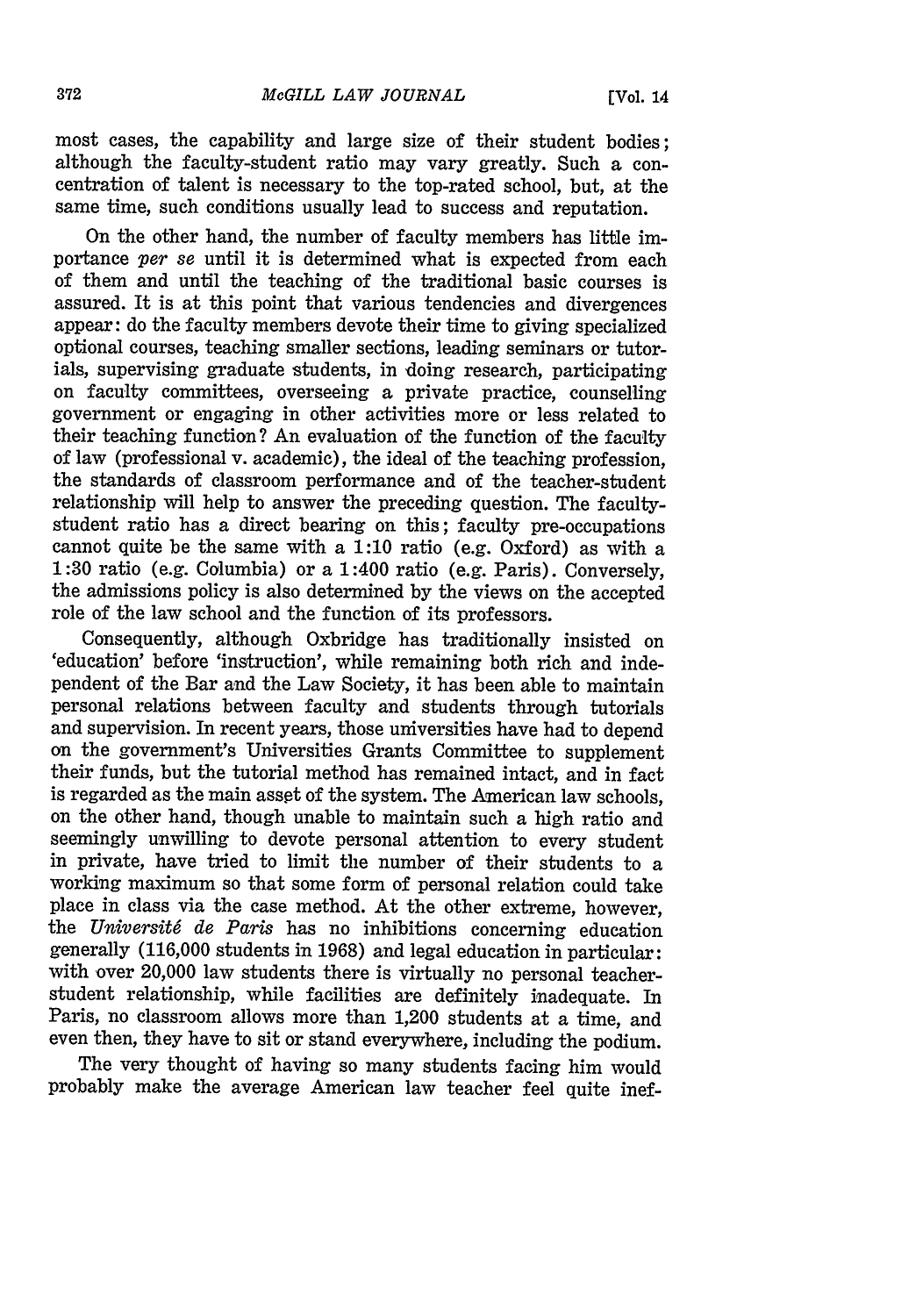most cases, the capability and large size of their student bodies; although the faculty-student ratio may vary greatly. Such a concentration of talent is necessary to the top-rated school, but, at the same time, such conditions usually lead to success and reputation.

On the other hand, the number of faculty members has little importance *per se* until it is determined what is expected from each of them and until the teaching of the traditional basic courses is assured. It is at this point that various tendencies and divergences appear: do the faculty members devote their time to giving specialized optional courses, teaching smaller sections, leading seminars or tutorials, supervising graduate students, in doing research, participating on faculty committees, overseeing a private practice, counselling government or engaging in other activities more or less related to their teaching function? An evaluation of the function of the faculty of law (professional v. academic), the ideal of the teaching profession, the standards of classroom performance and of the teacher-student relationship will help to answer the preceding question. The faculty-student ratio has a direct bearing on this; faculty pre-occupations cannot quite be the same with a 1:10 ratio (e.g. Oxford) as with a 1:30 ratio (e.g. Columbia) or a 1:400 ratio (e.g. Paris). Conversely, the admissions policy is also determined by the views on the accepted role of the law school and the function of its professors.

Consequently, although Oxbridge has traditionally insisted on 'education' before 'instruction', while remaining both rich and independent of the Bar and the Law Society, it has been able to maintain personal relations between faculty and students through tutorials and supervision. In recent years, those universities have had to depend on the government's Universities Grants Committee to supplement their funds, but the tutorial method has remained intact, and in fact is regarded as the main asset of the system. The American law schools, on the other hand, though unable to maintain such a high ratio and seemingly unwilling to devote personal attention to every student in private, have tried to limit the number of their students to a working maximum so that some form of personal relation could take place in class via the case method. At the other extreme, however, the *Université de Paris* has no inhibitions concerning education generally (116,000 students in 1968) and legal education in particular: with over 20,000 law students there is virtually no personal teacher-student relationship, while facilities are definitely inadequate. In Paris, no classroom allows more than 1,200 students at a time, and even then, they have to sit or stand everywhere, including the podium.

The very thought of having so many students facing him would probably make the average American law teacher feel quite inef-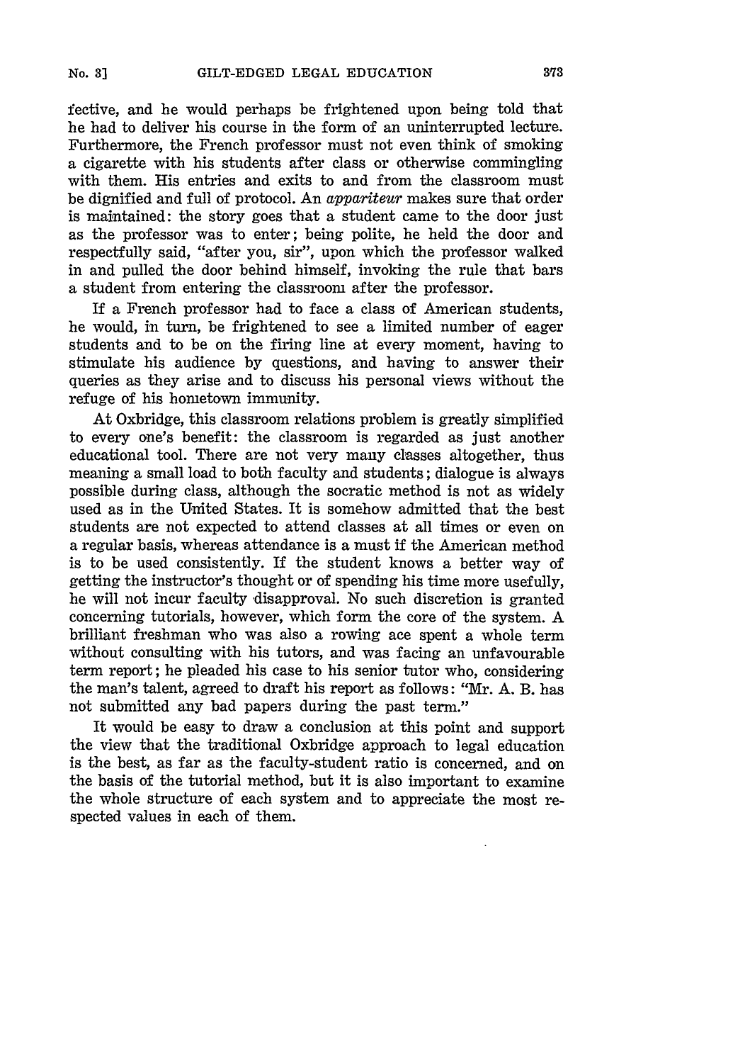fective, and he would perhaps be frightened upon being told that he had to deliver his course in the form of an uninterrupted lecture. Furthermore, the French professor must not even think of smoking a cigarette with his students after class or otherwise commingling with them. His entries and exits to and from the classroom must be dignified and full of protocol. An *appariteur* makes sure that order is maintained: the story goes that a student came to the door just as the professor was to enter; being polite, he held the door and respectfully said, "after you, sir", upon which the professor walked in and pulled the door behind himself, invoking the rule that bars a student from entering the classroom after the professor.

If a French professor had to face a class of American students, he would, in turn, be frightened to see a limited number of eager students and to be on the firing line at every moment, having to stimulate his audience by questions, and having to answer their queries as they arise and to discuss his personal views without the refuge of his hometown immunity.

At Oxbridge, this classroom relations problem is greatly simplified to every one's benefit: the classroom is regarded as just another educational tool. There are not very many classes altogether, thus meaning a small load to both faculty and students; dialogue is always possible during class, although the socratic method is not as widely used as in the United States. It is somehow admitted that the best students are not expected to attend classes at all times or even on a regular basis, whereas attendance is a must if the American method is to be used consistently. If the student knows a better way of getting the instructor's thought or of spending his time more usefully, he will not incur faculty disapproval. No such discretion is granted concerning tutorials, however, which form the core of the system. A brilliant freshman who was also a rowing ace spent a whole term without consulting with his tutors, and was facing an unfavourable term report; he pleaded his case to his senior tutor who, considering the man's talent, agreed to draft his report as follows: "Mr. A. B. has not submitted any bad papers during the past term."

It would be easy to draw a conclusion at this point and support the view that the traditional Oxbridge approach to legal education is the best, as far as the faculty-student ratio is concerned, and on the basis of the tutorial method, but it is also important to examine the whole structure of each system and to appreciate the most respected values in each of them.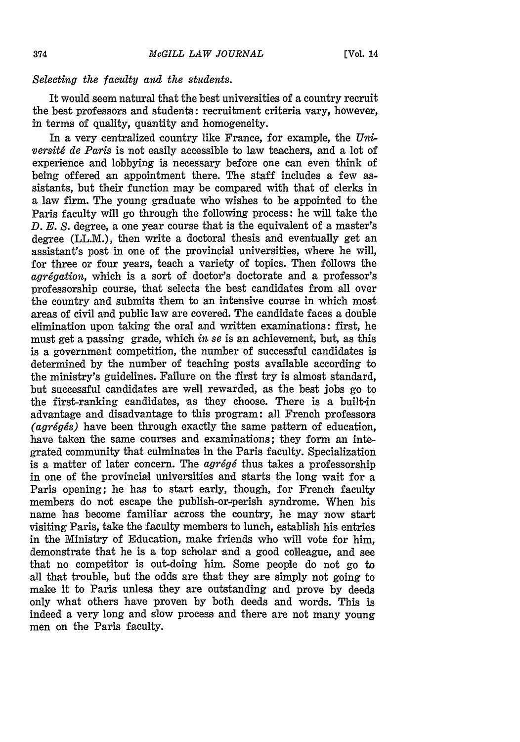*Selecting the faculty and the students.*

It would seem natural that the best universities of a country recruit the best professors and students: recruitment criteria vary, however, in terms of quality, quantity and homogeneity.

In a very centralized country like France, for example, the *Université de Paris* is not easily accessible to law teachers, and a lot of experience and lobbying is necessary before one can even think of being offered an appointment there. The staff includes a few assistants, but their function may be compared with that of clerks in a law firm. The young graduate who wishes to be appointed to the Paris faculty will go through the following process: he will take the *D. E. S.* degree, a one year course that is the equivalent of a master's degree (LL.M.), then write a doctoral thesis and eventually get an assistant's post in one of the provincial universities, where he will, for three or four years, teach a variety of topics. Then follows the *agrégation*, which is a sort of doctor's doctorate and a professor's professorship course, that selects the best candidates from all over the country and submits them to an intensive course in which most areas of civil and public law are covered. The candidate faces a double elimination upon taking the oral and written examinations: first, he must get a passing grade, which *in se* is an achievement, but, as this is a government competition, the number of successful candidates is determined by the number of teaching posts available according to the ministry's guidelines. Failure on the first try is almost standard, but successful candidates are well rewarded, as the best jobs go to the first-ranking candidates, as they choose. There is a built-in advantage and disadvantage to this program: all French professors *(agrégés)* have been through exactly the same pattern of education, have taken the same courses and examinations; they form an integrated community that culminates in the Paris faculty. Specialization is a matter of later concern. The *agrégé* thus takes a professorship in one of the provincial universities and starts the long wait for a Paris opening; he has to start early, though, for French faculty members do not escape the publish-or-perish syndrome. When his name has become familiar across the country, he may now start visiting Paris, take the faculty members to lunch, establish his entries in the Ministry of Education, make friends who will vote for him, demonstrate that he is a top scholar and a good colleague, and see that no competitor is out-doing him. Some people do not go to all that trouble, but the odds are that they are simply not going to make it to Paris unless they are outstanding and prove by deeds only what others have proven by both deeds and words. This is indeed a very long and slow process and there are not many young men on the Paris faculty.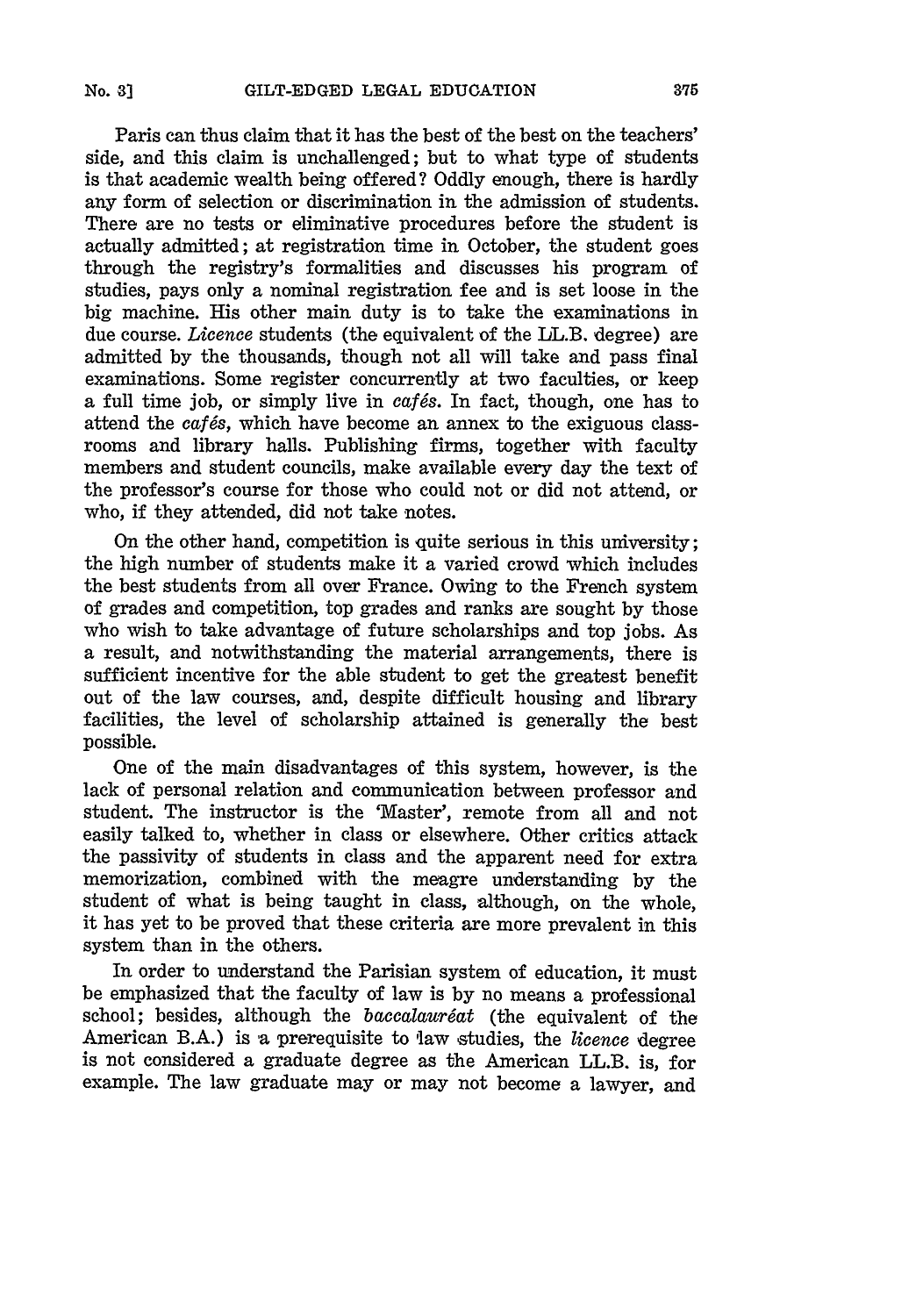Paris can thus claim that it has the best of the best on the teachers' side, and this claim is unchallenged; but to what type of students is that academic wealth being offered? Oddly enough, there is hardly any form of selection or discrimination in the admission of students. There are no tests or eliminative procedures before the student is actually admitted; at registration time in October, the student goes through the registry's formalities and discusses his program of studies, pays only a nominal registration fee and is set loose in the big machine. His other main duty is to take the examinations in due course. *Licence* students (the equivalent of the LL.B. degree) are admitted by the thousands, though not all will take and pass final examinations. Some register concurrently at two faculties, or keep a full time job, or simply live in *cafés*. In fact, though, one has to attend the *cafés*, which have become an annex to the exiguous classrooms and library halls. Publishing firms, together with faculty members and student councils, make available every day the text of the professor's course for those who could not or did not attend, or who, if they attended, did not take notes.

On the other hand, competition is quite serious in this university; the high number of students make it a varied crowd which includes the best students from all over France. Owing to the French system of grades and competition, top grades and ranks are sought by those who wish to take advantage of future scholarships and top jobs. As a result, and notwithstanding the material arrangements, there is sufficient incentive for the able student to get the greatest benefit out of the law courses, and, despite difficult housing and library facilities, the level of scholarship attained is generally the best possible.

One of the main disadvantages of this system, however, is the lack of personal relation and communication between professor and student. The instructor is the 'Master', remote from all and not easily talked to, whether in class or elsewhere. Other critics attack the passivity of students in class and the apparent need for extra memorization, combined with the meagre understanding by the student of what is being taught in class, although, on the whole, it has yet to be proved that these criteria are more prevalent in this system than in the others.

In order to understand the Parisian system of education, it must be emphasized that the faculty of law is by no means a professional school; besides, although the *baccalauréat* (the equivalent of the American B.A.) is a prerequisite to law studies, the *licence* degree is not considered a graduate degree as the American LL.B. is, for example. The law graduate may or may not become a lawyer, and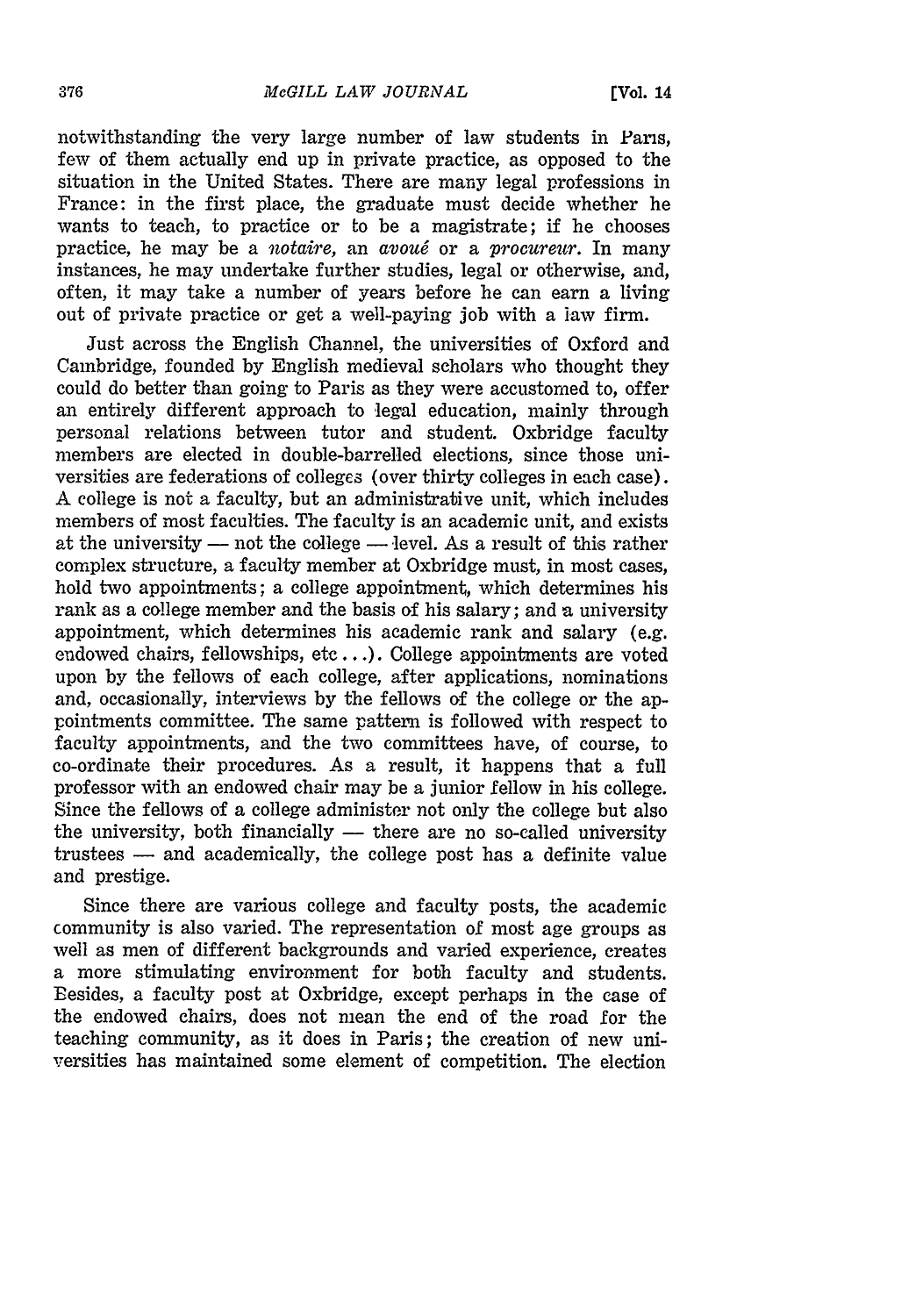notwithstanding the very large number of law students in Paris, few of them actually end up in private practice, as opposed to the situation in the United States. There are many legal professions in France: in the first place, the graduate must decide whether he wants to teach, to practice or to be a magistrate; if he chooses practice, he may be a *notaire*, an *avoué* or a *procureur*. In many instances, he may undertake further studies, legal or otherwise, and, often, it may take a number of years before he can earn a living out of private practice or get a well-paying job with a law firm.

Just across the English Channel, the universities of Oxford and Cambridge, founded by English medieval scholars who thought they could do better than going to Paris as they were accustomed to, offer an entirely different approach to legal education, mainly through personal relations between tutor and student. Oxbridge faculty members are elected in double-barrelled elections, since those universities are federations of colleges (over thirty colleges in each case). A college is not a faculty, but an administrative unit, which includes members of most faculties. The faculty is an academic unit, and exists at the university — not the college — level. As a result of this rather complex structure, a faculty member at Oxbridge must, in most cases, hold two appointments; a college appointment, which determines his rank as a college member and the basis of his salary; and a university appointment, which determines his academic rank and salary (e.g. endowed chairs, fellowships, etc...). College appointments are voted upon by the fellows of each college, after applications, nominations and, occasionally, interviews by the fellows of the college or the appointments committee. The same pattern is followed with respect to faculty appointments, and the two committees have, of course, to co-ordinate their procedures. As a result, it happens that a full professor with an endowed chair may be a junior fellow in his college. Since the fellows of a college administer not only the college but also the university, both financially — there are no so-called university trustees — and academically, the college post has a definite value and prestige.

Since there are various college and faculty posts, the academic community is also varied. The representation of most age groups as well as men of different backgrounds and varied experience, creates a more stimulating environment for both faculty and students. Besides, a faculty post at Oxbridge, except perhaps in the case of the endowed chairs, does not mean the end of the road for the teaching community, as it does in Paris; the creation of new universities has maintained some element of competition. The election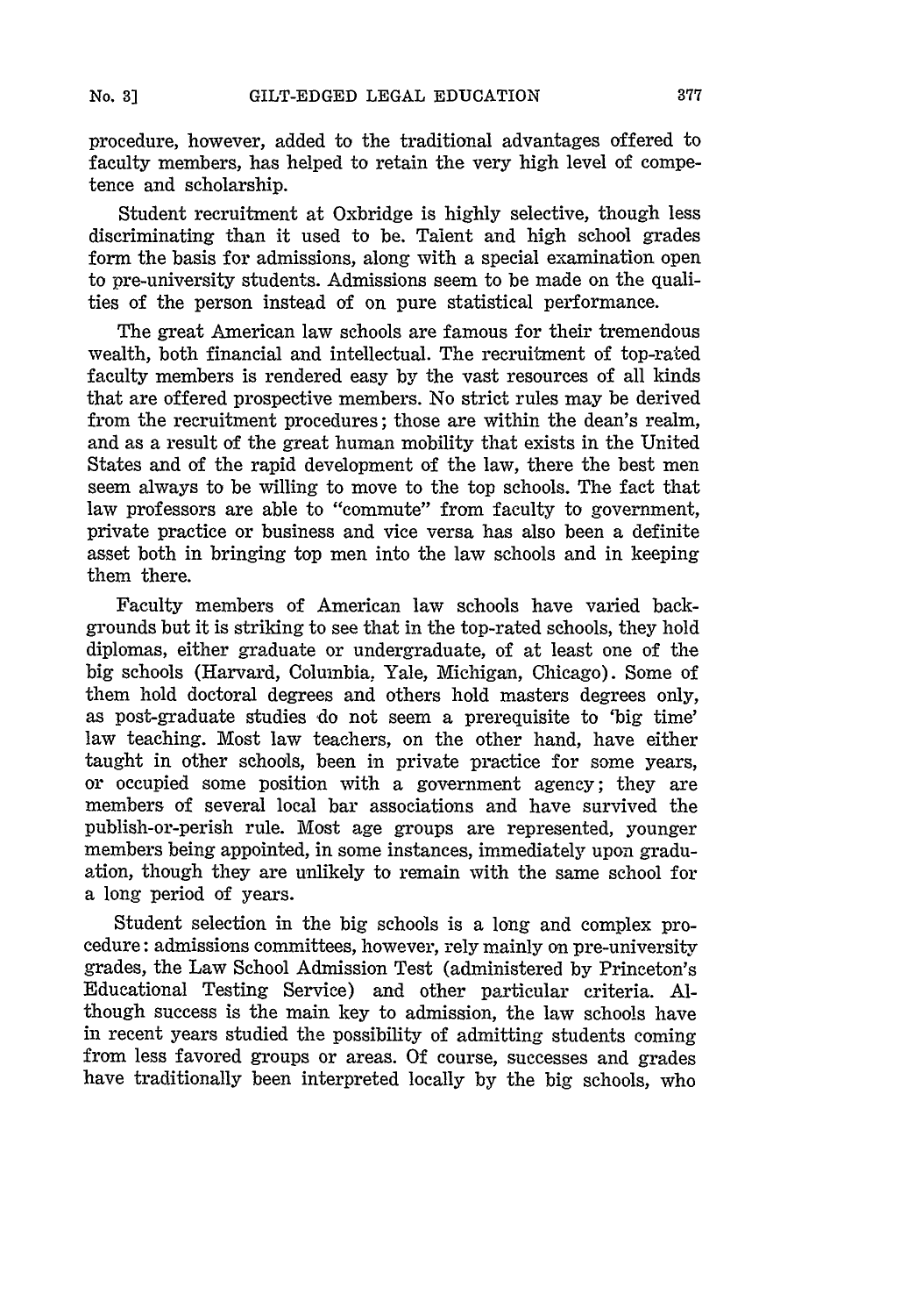procedure, however, added to the traditional advantages offered to faculty members, has helped to retain the very high level of competence and scholarship.

Student recruitment at Oxbridge is highly selective, though less discriminating than it used to be. Talent and high school grades form the basis for admissions, along with a special examination open to pre-university students. Admissions seem to be made on the qualities of the person instead of on pure statistical performance.

The great American law schools are famous for their tremendous wealth, both financial and intellectual. The recruitment of top-rated faculty members is rendered easy by the vast resources of all kinds that are offered prospective members. No strict rules may be derived from the recruitment procedures; those are within the dean's realm, and as a result of the great human mobility that exists in the United States and of the rapid development of the law, there the best men seem always to be willing to move to the top schools. The fact that law professors are able to "commute" from faculty to government, private practice or business and vice versa has also been a definite asset both in bringing top men into the law schools and in keeping them there.

Faculty members of American law schools have varied backgrounds but it is striking to see that in the top-rated schools, they hold diplomas, either graduate or undergraduate, of at least one of the big schools (Harvard, Columbia, Yale, Michigan, Chicago). Some of them hold doctoral degrees and others hold masters degrees only, as post-graduate studies do not seem a prerequisite to 'big time' law teaching. Most law teachers, on the other hand, have either taught in other schools, been in private practice for some years, or occupied some position with a government agency; they are members of several local bar associations and have survived the publish-or-perish rule. Most age groups are represented, younger members being appointed, in some instances, immediately upon graduation, though they are unlikely to remain with the same school for a long period of years.

Student selection in the big schools is a long and complex procedure: admissions committees, however, rely mainly on pre-university grades, the Law School Admission Test (administered by Princeton's Educational Testing Service) and other particular criteria. Although success is the main key to admission, the law schools have in recent years studied the possibility of admitting students coming from less favored groups or areas. Of course, successes and grades have traditionally been interpreted locally by the big schools, who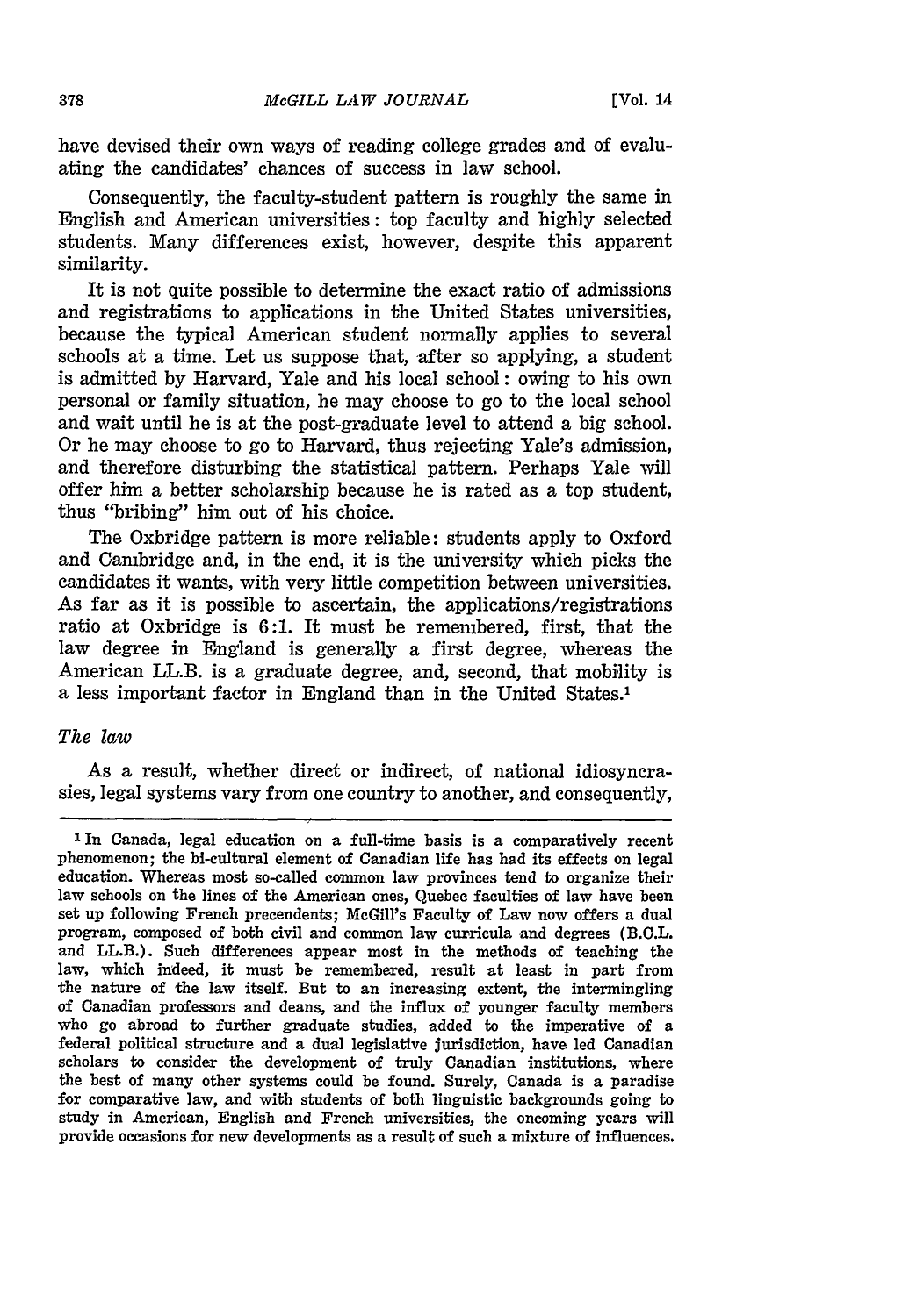have devised their own ways of reading college grades and of evaluating the candidates' chances of success in law school.

Consequently, the faculty-student pattern is roughly the same in English and American universities: top faculty and highly selected students. Many differences exist, however, despite this apparent similarity.

It is not quite possible to determine the exact ratio of admissions and registrations to applications in the United States universities, because the typical American student normally applies to several schools at a time. Let us suppose that, after so applying, a student is admitted by Harvard, Yale and his local school: owing to his own personal or family situation, he may choose to go to the local school and wait until he is at the post-graduate level to attend a big school. Or he may choose to go to Harvard, thus rejecting Yale's admission, and therefore disturbing the statistical pattern. Perhaps Yale will offer him a better scholarship because he is rated as a top student, thus "bribing" him out of his choice.

The Oxbridge pattern is more reliable: students apply to Oxford and Cambridge and, in the end, it is the university which picks the candidates it wants, with very little competition between universities. As far as it is possible to ascertain, the applications/registrations ratio at Oxbridge is 6:1. It must be remembered, first, that the law degree in England is generally a first degree, whereas the American LL.B. is a graduate degree, and, second, that mobility is a less important factor in England than in the United States.[1]

*The law*

As a result, whether direct or indirect, of national idiosyncrasies, legal systems vary from one country to another, and consequently,

---

[1] In Canada, legal education on a full-time basis is a comparatively recent phenomenon; the bi-cultural element of Canadian life has had its effects on legal education. Whereas most so-called common law provinces tend to organize their law schools on the lines of the American ones, Quebec faculties of law have been set up following French precendents; McGill's Faculty of Law now offers a dual program, composed of both civil and common law curricula and degrees (B.C.L. and LL.B.). Such differences appear most in the methods of teaching the law, which indeed, it must be remembered, result at least in part from the nature of the law itself. But to an increasing extent, the intermingling of Canadian professors and deans, and the influx of younger faculty members who go abroad to further graduate studies, added to the imperative of a federal political structure and a dual legislative jurisdiction, have led Canadian scholars to consider the development of truly Canadian institutions, where the best of many other systems could be found. Surely, Canada is a paradise for comparative law, and with students of both linguistic backgrounds going to study in American, English and French universities, the oncoming years will provide occasions for new developments as a result of such a mixture of influences.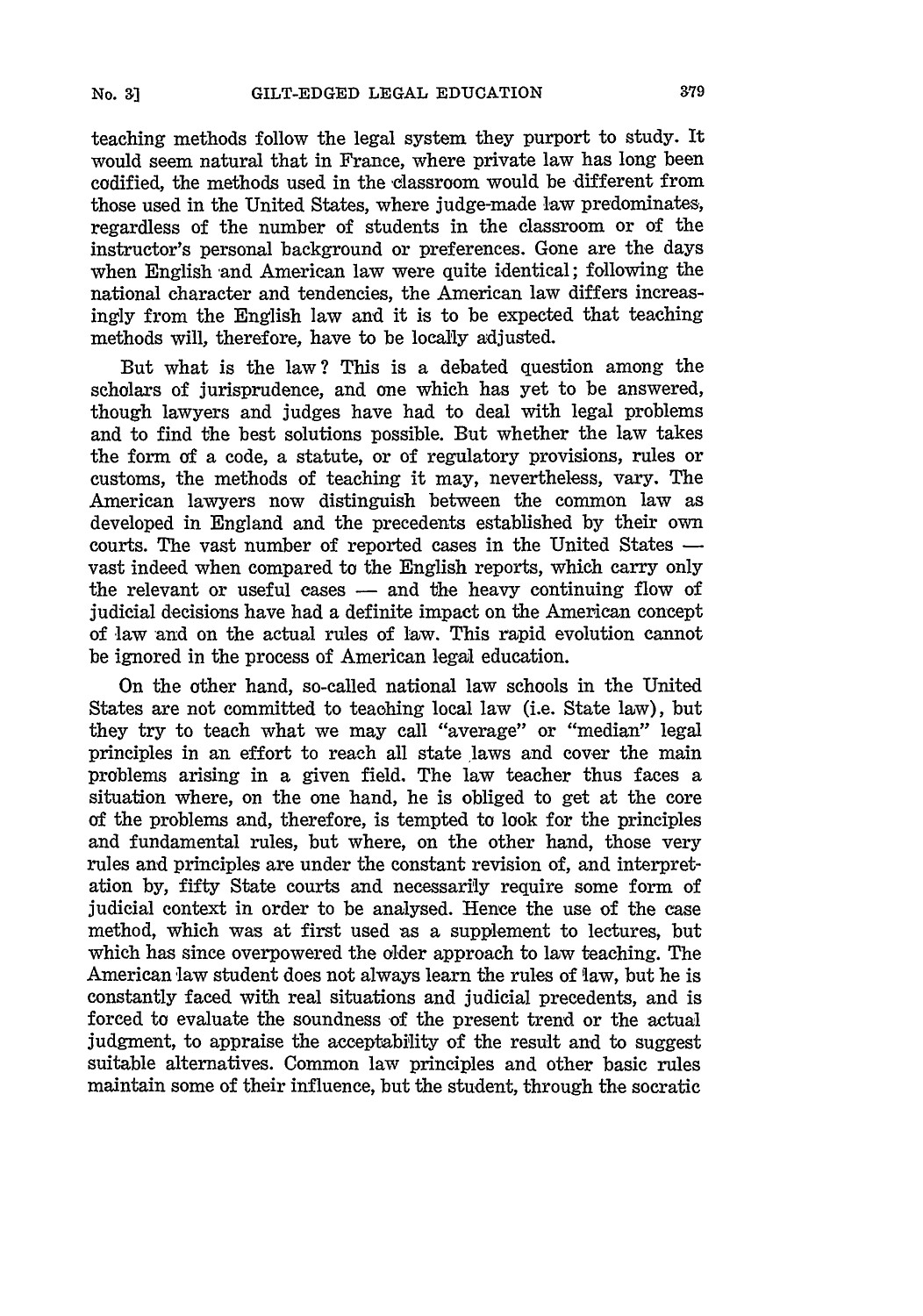teaching methods follow the legal system they purport to study. It would seem natural that in France, where private law has long been codified, the methods used in the classroom would be different from those used in the United States, where judge-made law predominates, regardless of the number of students in the classroom or of the instructor's personal background or preferences. Gone are the days when English and American law were quite identical; following the national character and tendencies, the American law differs increasingly from the English law and it is to be expected that teaching methods will, therefore, have to be locally adjusted.

But what is the law? This is a debated question among the scholars of jurisprudence, and one which has yet to be answered, though lawyers and judges have had to deal with legal problems and to find the best solutions possible. But whether the law takes the form of a code, a statute, or of regulatory provisions, rules or customs, the methods of teaching it may, nevertheless, vary. The American lawyers now distinguish between the common law as developed in England and the precedents established by their own courts. The vast number of reported cases in the United States — vast indeed when compared to the English reports, which carry only the relevant or useful cases — and the heavy continuing flow of judicial decisions have had a definite impact on the American concept of law and on the actual rules of law. This rapid evolution cannot be ignored in the process of American legal education.

On the other hand, so-called national law schools in the United States are not committed to teaching local law (i.e. State law), but they try to teach what we may call "average" or "median" legal principles in an effort to reach all state laws and cover the main problems arising in a given field. The law teacher thus faces a situation where, on the one hand, he is obliged to get at the core of the problems and, therefore, is tempted to look for the principles and fundamental rules, but where, on the other hand, those very rules and principles are under the constant revision of, and interpretation by, fifty State courts and necessarily require some form of judicial context in order to be analysed. Hence the use of the case method, which was at first used as a supplement to lectures, but which has since overpowered the older approach to law teaching. The American law student does not always learn the rules of law, but he is constantly faced with real situations and judicial precedents, and is forced to evaluate the soundness of the present trend or the actual judgment, to appraise the acceptability of the result and to suggest suitable alternatives. Common law principles and other basic rules maintain some of their influence, but the student, through the socratic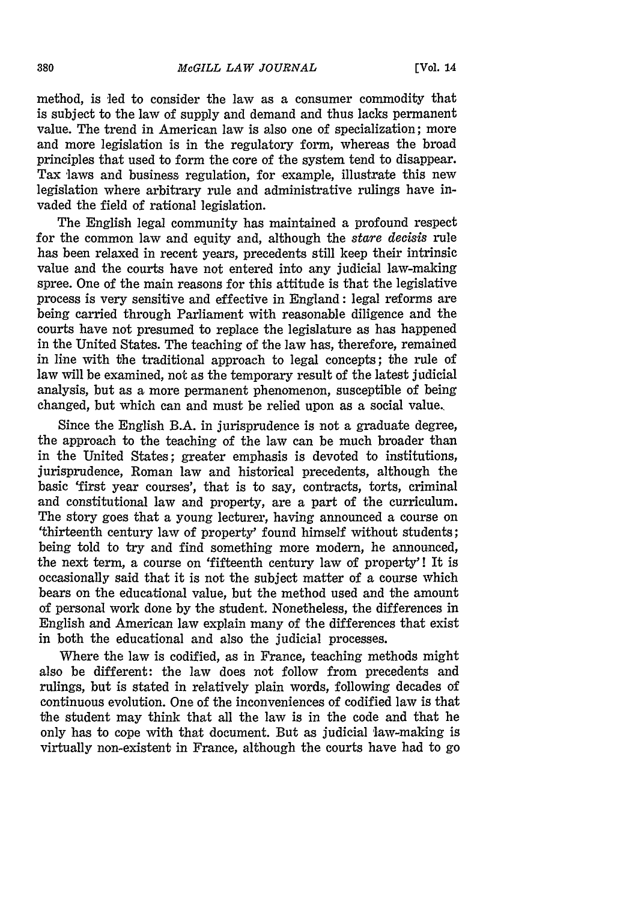method, is led to consider the law as a consumer commodity that is subject to the law of supply and demand and thus lacks permanent value. The trend in American law is also one of specialization; more and more legislation is in the regulatory form, whereas the broad principles that used to form the core of the system tend to disappear. Tax laws and business regulation, for example, illustrate this new legislation where arbitrary rule and administrative rulings have invaded the field of rational legislation.

The English legal community has maintained a profound respect for the common law and equity and, although the *stare decisis* rule has been relaxed in recent years, precedents still keep their intrinsic value and the courts have not entered into any judicial law-making spree. One of the main reasons for this attitude is that the legislative process is very sensitive and effective in England: legal reforms are being carried through Parliament with reasonable diligence and the courts have not presumed to replace the legislature as has happened in the United States. The teaching of the law has, therefore, remained in line with the traditional approach to legal concepts; the rule of law will be examined, not as the temporary result of the latest judicial analysis, but as a more permanent phenomenon, susceptible of being changed, but which can and must be relied upon as a social value.

Since the English B.A. in jurisprudence is not a graduate degree, the approach to the teaching of the law can be much broader than in the United States; greater emphasis is devoted to institutions, jurisprudence, Roman law and historical precedents, although the basic 'first year courses', that is to say, contracts, torts, criminal and constitutional law and property, are a part of the curriculum. The story goes that a young lecturer, having announced a course on 'thirteenth century law of property' found himself without students; being told to try and find something more modern, he announced, the next term, a course on 'fifteenth century law of property'! It is occasionally said that it is not the subject matter of a course which bears on the educational value, but the method used and the amount of personal work done by the student. Nonetheless, the differences in English and American law explain many of the differences that exist in both the educational and also the judicial processes.

Where the law is codified, as in France, teaching methods might also be different: the law does not follow from precedents and rulings, but is stated in relatively plain words, following decades of continuous evolution. One of the inconveniences of codified law is that the student may think that all the law is in the code and that he only has to cope with that document. But as judicial law-making is virtually non-existent in France, although the courts have had to go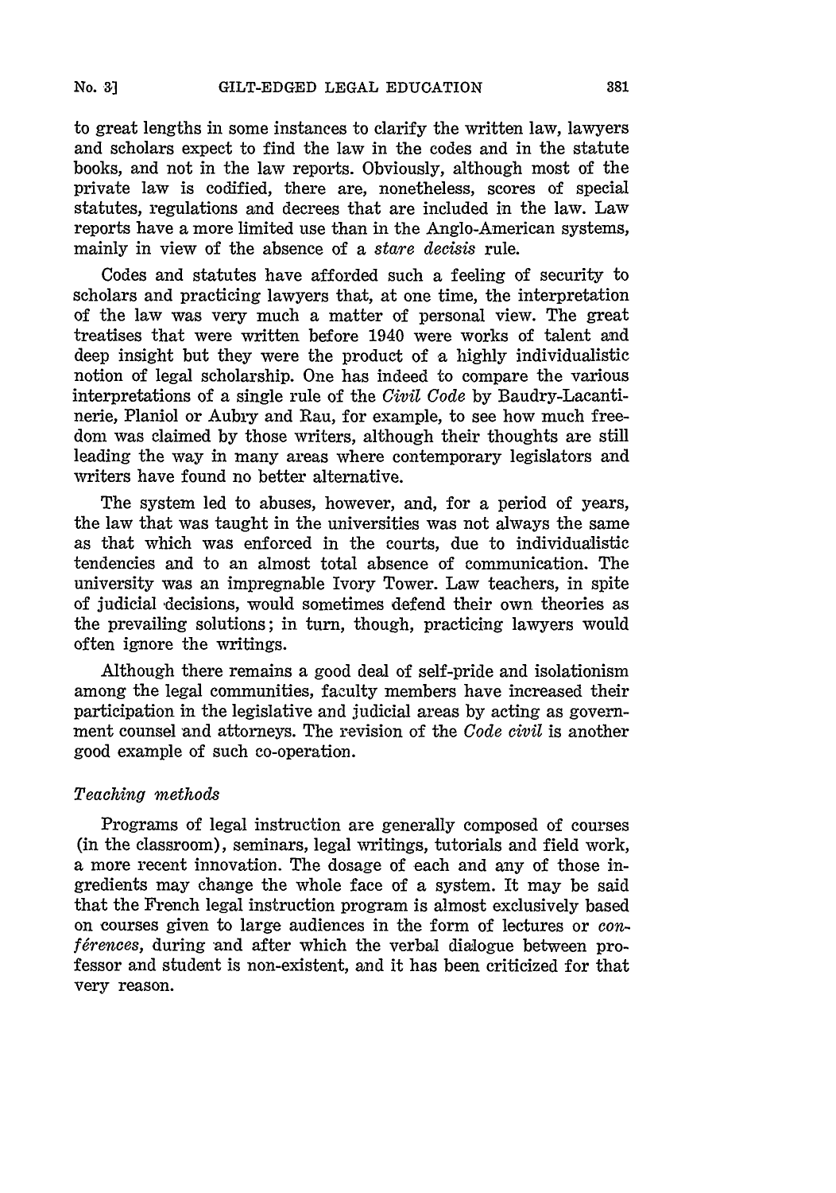to great lengths in some instances to clarify the written law, lawyers and scholars expect to find the law in the codes and in the statute books, and not in the law reports. Obviously, although most of the private law is codified, there are, nonetheless, scores of special statutes, regulations and decrees that are included in the law. Law reports have a more limited use than in the Anglo-American systems, mainly in view of the absence of a *stare decisis* rule.

Codes and statutes have afforded such a feeling of security to scholars and practicing lawyers that, at one time, the interpretation of the law was very much a matter of personal view. The great treatises that were written before 1940 were works of talent and deep insight but they were the product of a highly individualistic notion of legal scholarship. One has indeed to compare the various interpretations of a single rule of the *Civil Code* by Baudry-Lacantinerie, Planiol or Aubry and Rau, for example, to see how much freedom was claimed by those writers, although their thoughts are still leading the way in many areas where contemporary legislators and writers have found no better alternative.

The system led to abuses, however, and, for a period of years, the law that was taught in the universities was not always the same as that which was enforced in the courts, due to individualistic tendencies and to an almost total absence of communication. The university was an impregnable Ivory Tower. Law teachers, in spite of judicial decisions, would sometimes defend their own theories as the prevailing solutions; in turn, though, practicing lawyers would often ignore the writings.

Although there remains a good deal of self-pride and isolationism among the legal communities, faculty members have increased their participation in the legislative and judicial areas by acting as government counsel and attorneys. The revision of the *Code civil* is another good example of such co-operation.

*Teaching methods*

Programs of legal instruction are generally composed of courses (in the classroom), seminars, legal writings, tutorials and field work, a more recent innovation. The dosage of each and any of those ingredients may change the whole face of a system. It may be said that the French legal instruction program is almost exclusively based on courses given to large audiences in the form of lectures or *conférences*, during and after which the verbal dialogue between professor and student is non-existent, and it has been criticized for that very reason.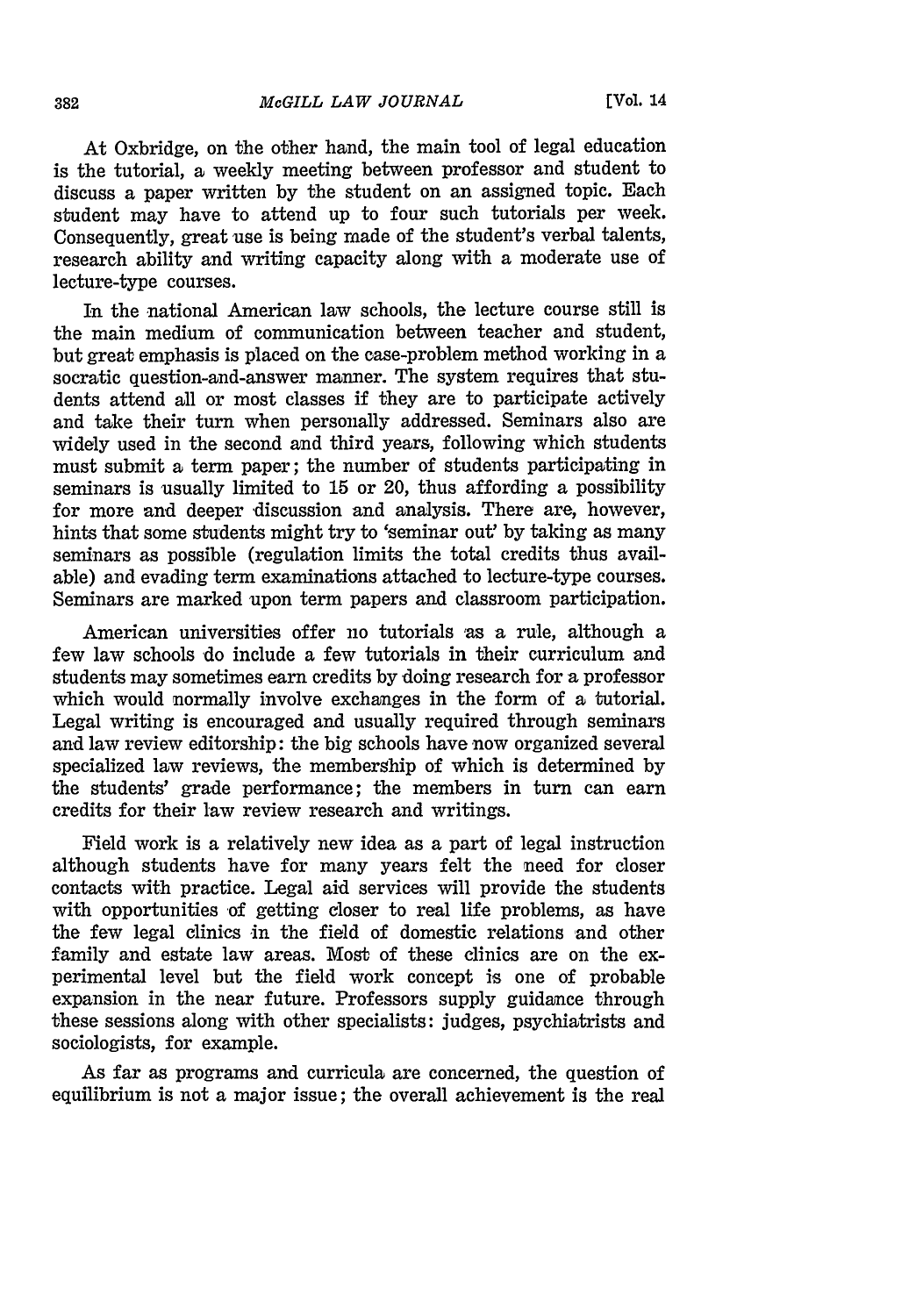At Oxbridge, on the other hand, the main tool of legal education is the tutorial, a weekly meeting between professor and student to discuss a paper written by the student on an assigned topic. Each student may have to attend up to four such tutorials per week. Consequently, great use is being made of the student's verbal talents, research ability and writing capacity along with a moderate use of lecture-type courses.

In the national American law schools, the lecture course still is the main medium of communication between teacher and student, but great emphasis is placed on the case-problem method working in a socratic question-and-answer manner. The system requires that students attend all or most classes if they are to participate actively and take their turn when personally addressed. Seminars also are widely used in the second and third years, following which students must submit a term paper; the number of students participating in seminars is usually limited to 15 or 20, thus affording a possibility for more and deeper discussion and analysis. There are, however, hints that some students might try to 'seminar out' by taking as many seminars as possible (regulation limits the total credits thus available) and evading term examinations attached to lecture-type courses. Seminars are marked upon term papers and classroom participation.

American universities offer no tutorials as a rule, although a few law schools do include a few tutorials in their curriculum and students may sometimes earn credits by doing research for a professor which would normally involve exchanges in the form of a tutorial. Legal writing is encouraged and usually required through seminars and law review editorship: the big schools have now organized several specialized law reviews, the membership of which is determined by the students' grade performance; the members in turn can earn credits for their law review research and writings.

Field work is a relatively new idea as a part of legal instruction although students have for many years felt the need for closer contacts with practice. Legal aid services will provide the students with opportunities of getting closer to real life problems, as have the few legal clinics in the field of domestic relations and other family and estate law areas. Most of these clinics are on the experimental level but the field work concept is one of probable expansion in the near future. Professors supply guidance through these sessions along with other specialists: judges, psychiatrists and sociologists, for example.

As far as programs and curricula are concerned, the question of equilibrium is not a major issue; the overall achievement is the real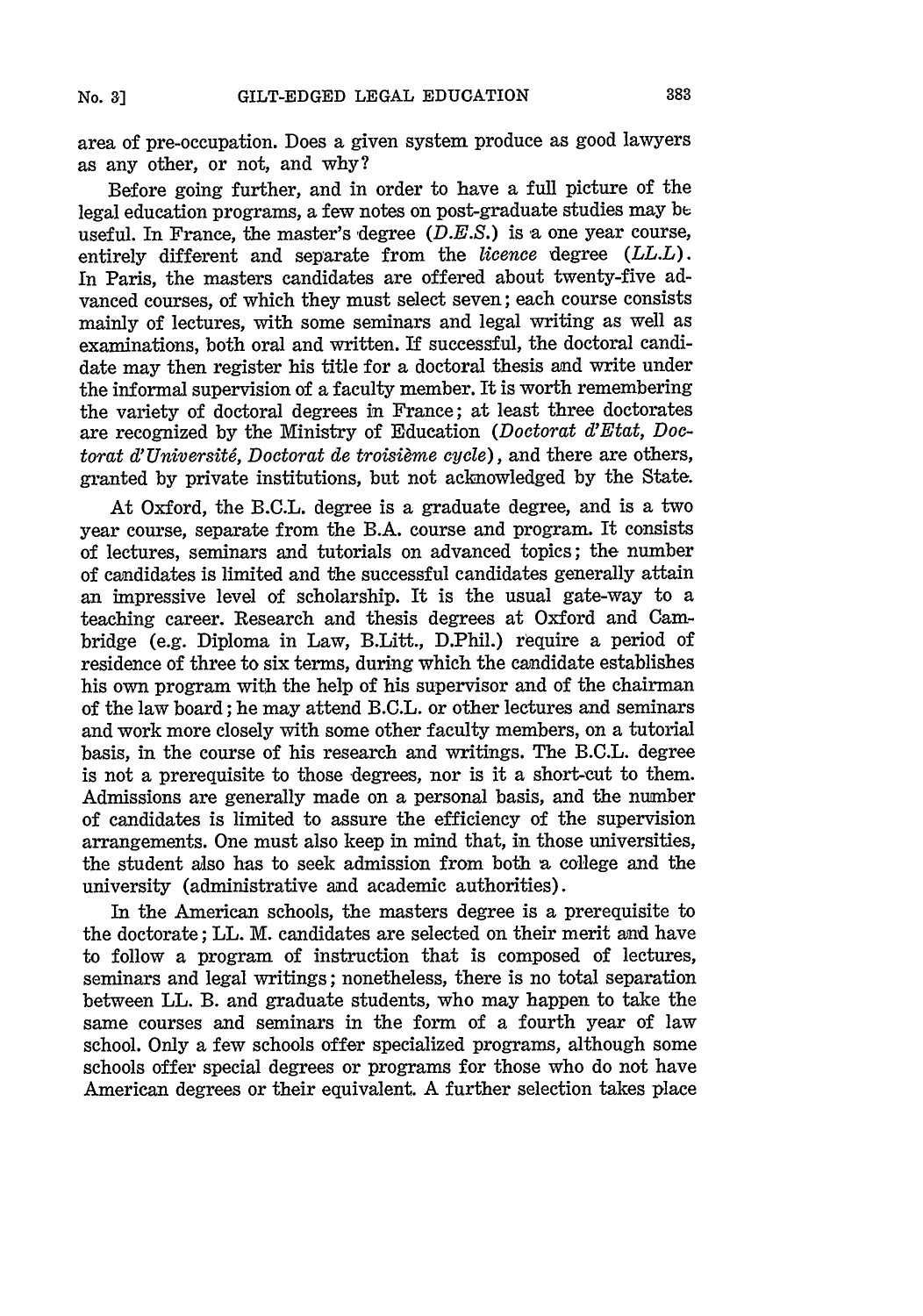area of pre-occupation. Does a given system produce as good lawyers as any other, or not, and why?

Before going further, and in order to have a full picture of the legal education programs, a few notes on post-graduate studies may be useful. In France, the master's degree (*D.E.S.*) is a one year course, entirely different and separate from the *licence* degree (*LL.L*). In Paris, the masters candidates are offered about twenty-five advanced courses, of which they must select seven; each course consists mainly of lectures, with some seminars and legal writing as well as examinations, both oral and written. If successful, the doctoral candidate may then register his title for a doctoral thesis and write under the informal supervision of a faculty member. It is worth remembering the variety of doctoral degrees in France; at least three doctorates are recognized by the Ministry of Education (*Doctorat d'Etat, Doctorat d'Université, Doctorat de troisième cycle*), and there are others, granted by private institutions, but not acknowledged by the State.

At Oxford, the B.C.L. degree is a graduate degree, and is a two year course, separate from the B.A. course and program. It consists of lectures, seminars and tutorials on advanced topics; the number of candidates is limited and the successful candidates generally attain an impressive level of scholarship. It is the usual gate-way to a teaching career. Research and thesis degrees at Oxford and Cambridge (e.g. Diploma in Law, B.Litt., D.Phil.) require a period of residence of three to six terms, during which the candidate establishes his own program with the help of his supervisor and of the chairman of the law board; he may attend B.C.L. or other lectures and seminars and work more closely with some other faculty members, on a tutorial basis, in the course of his research and writings. The B.C.L. degree is not a prerequisite to those degrees, nor is it a short-cut to them. Admissions are generally made on a personal basis, and the number of candidates is limited to assure the efficiency of the supervision arrangements. One must also keep in mind that, in those universities, the student also has to seek admission from both a college and the university (administrative and academic authorities).

In the American schools, the masters degree is a prerequisite to the doctorate; LL. M. candidates are selected on their merit and have to follow a program of instruction that is composed of lectures, seminars and legal writings; nonetheless, there is no total separation between LL. B. and graduate students, who may happen to take the same courses and seminars in the form of a fourth year of law school. Only a few schools offer specialized programs, although some schools offer special degrees or programs for those who do not have American degrees or their equivalent. A further selection takes place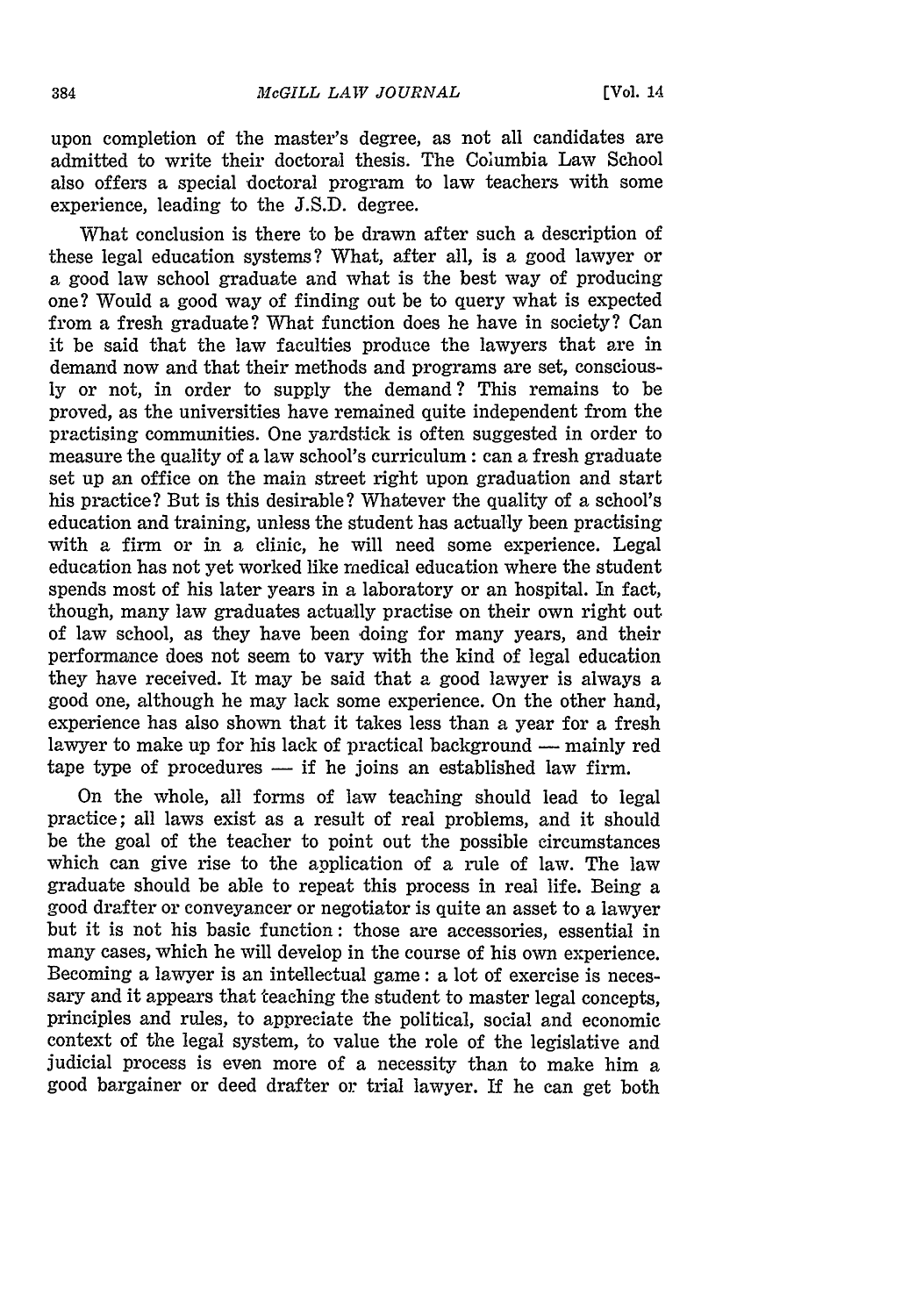upon completion of the master's degree, as not all candidates are admitted to write their doctoral thesis. The Columbia Law School also offers a special doctoral program to law teachers with some experience, leading to the J.S.D. degree.

What conclusion is there to be drawn after such a description of these legal education systems? What, after all, is a good lawyer or a good law school graduate and what is the best way of producing one? Would a good way of finding out be to query what is expected from a fresh graduate? What function does he have in society? Can it be said that the law faculties produce the lawyers that are in demand now and that their methods and programs are set, consciously or not, in order to supply the demand? This remains to be proved, as the universities have remained quite independent from the practising communities. One yardstick is often suggested in order to measure the quality of a law school's curriculum: can a fresh graduate set up an office on the main street right upon graduation and start his practice? But is this desirable? Whatever the quality of a school's education and training, unless the student has actually been practising with a firm or in a clinic, he will need some experience. Legal education has not yet worked like medical education where the student spends most of his later years in a laboratory or an hospital. In fact, though, many law graduates actually practise on their own right out of law school, as they have been doing for many years, and their performance does not seem to vary with the kind of legal education they have received. It may be said that a good lawyer is always a good one, although he may lack some experience. On the other hand, experience has also shown that it takes less than a year for a fresh lawyer to make up for his lack of practical background — mainly red tape type of procedures — if he joins an established law firm.

On the whole, all forms of law teaching should lead to legal practice; all laws exist as a result of real problems, and it should be the goal of the teacher to point out the possible circumstances which can give rise to the application of a rule of law. The law graduate should be able to repeat this process in real life. Being a good drafter or conveyancer or negotiator is quite an asset to a lawyer but it is not his basic function: those are accessories, essential in many cases, which he will develop in the course of his own experience. Becoming a lawyer is an intellectual game: a lot of exercise is necessary and it appears that teaching the student to master legal concepts, principles and rules, to appreciate the political, social and economic context of the legal system, to value the role of the legislative and judicial process is even more of a necessity than to make him a good bargainer or deed drafter or trial lawyer. If he can get both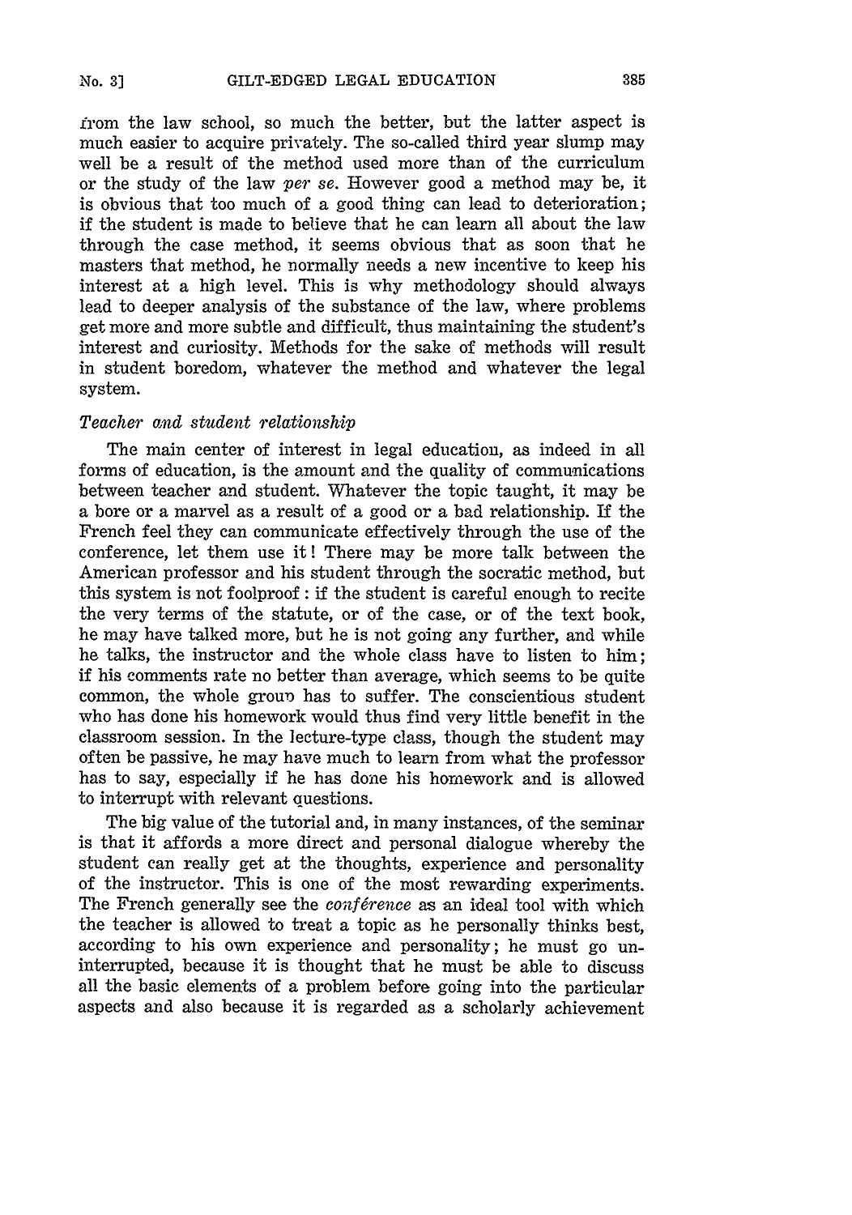from the law school, so much the better, but the latter aspect is much easier to acquire privately. The so-called third year slump may well be a result of the method used more than of the curriculum or the study of the law *per se*. However good a method may be, it is obvious that too much of a good thing can lead to deterioration; if the student is made to believe that he can learn all about the law through the case method, it seems obvious that as soon that he masters that method, he normally needs a new incentive to keep his interest at a high level. This is why methodology should always lead to deeper analysis of the substance of the law, where problems get more and more subtle and difficult, thus maintaining the student's interest and curiosity. Methods for the sake of methods will result in student boredom, whatever the method and whatever the legal system.

*Teacher and student relationship*

The main center of interest in legal education, as indeed in all forms of education, is the amount and the quality of communications between teacher and student. Whatever the topic taught, it may be a bore or a marvel as a result of a good or a bad relationship. If the French feel they can communicate effectively through the use of the conference, let them use it! There may be more talk between the American professor and his student through the socratic method, but this system is not foolproof: if the student is careful enough to recite the very terms of the statute, or of the case, or of the text book, he may have talked more, but he is not going any further, and while he talks, the instructor and the whole class have to listen to him; if his comments rate no better than average, which seems to be quite common, the whole group has to suffer. The conscientious student who has done his homework would thus find very little benefit in the classroom session. In the lecture-type class, though the student may often be passive, he may have much to learn from what the professor has to say, especially if he has done his homework and is allowed to interrupt with relevant questions.

The big value of the tutorial and, in many instances, of the seminar is that it affords a more direct and personal dialogue whereby the student can really get at the thoughts, experience and personality of the instructor. This is one of the most rewarding experiments. The French generally see the *conférence* as an ideal tool with which the teacher is allowed to treat a topic as he personally thinks best, according to his own experience and personality; he must go uninterrupted, because it is thought that he must be able to discuss all the basic elements of a problem before going into the particular aspects and also because it is regarded as a scholarly achievement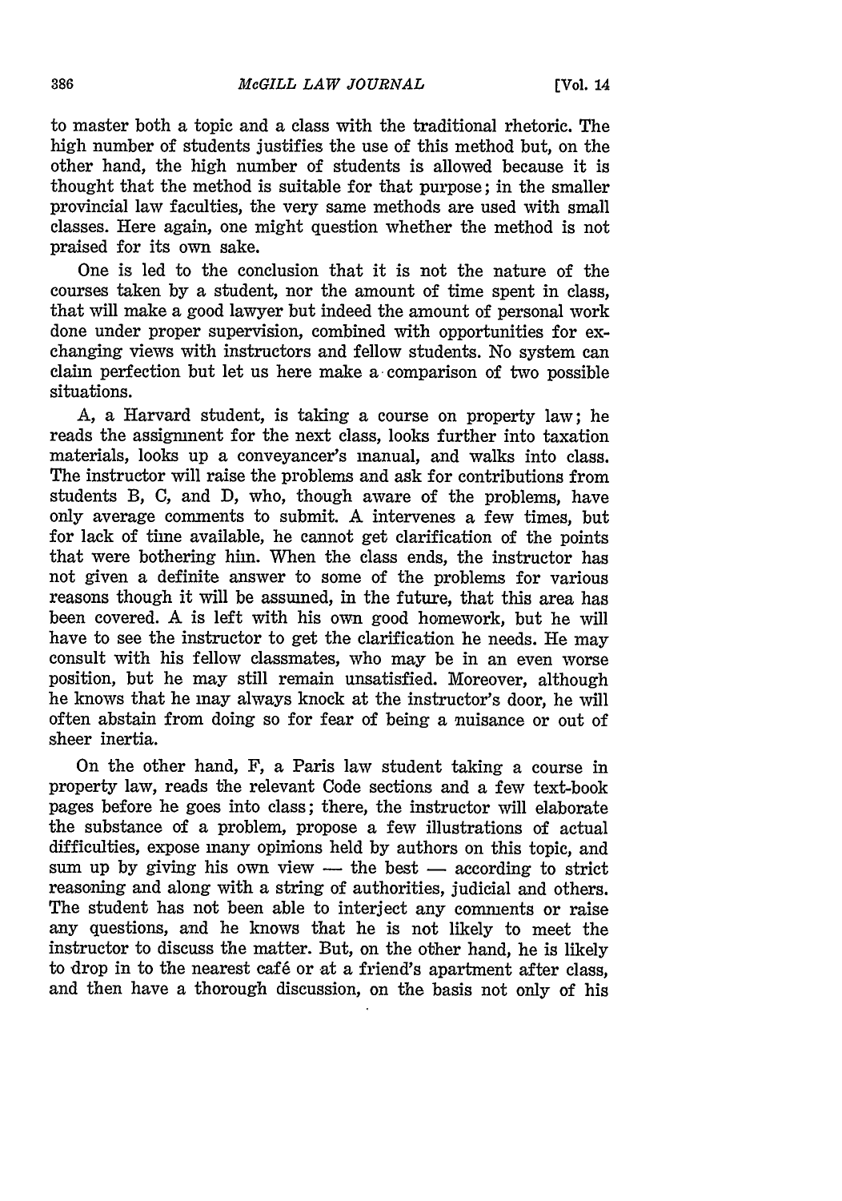to master both a topic and a class with the traditional rhetoric. The high number of students justifies the use of this method but, on the other hand, the high number of students is allowed because it is thought that the method is suitable for that purpose; in the smaller provincial law faculties, the very same methods are used with small classes. Here again, one might question whether the method is not praised for its own sake.

One is led to the conclusion that it is not the nature of the courses taken by a student, nor the amount of time spent in class, that will make a good lawyer but indeed the amount of personal work done under proper supervision, combined with opportunities for exchanging views with instructors and fellow students. No system can claim perfection but let us here make a comparison of two possible situations.

A, a Harvard student, is taking a course on property law; he reads the assignment for the next class, looks further into taxation materials, looks up a conveyancer's manual, and walks into class. The instructor will raise the problems and ask for contributions from students B, C, and D, who, though aware of the problems, have only average comments to submit. A intervenes a few times, but for lack of time available, he cannot get clarification of the points that were bothering him. When the class ends, the instructor has not given a definite answer to some of the problems for various reasons though it will be assumed, in the future, that this area has been covered. A is left with his own good homework, but he will have to see the instructor to get the clarification he needs. He may consult with his fellow classmates, who may be in an even worse position, but he may still remain unsatisfied. Moreover, although he knows that he may always knock at the instructor's door, he will often abstain from doing so for fear of being a nuisance or out of sheer inertia.

On the other hand, F, a Paris law student taking a course in property law, reads the relevant Code sections and a few text-book pages before he goes into class; there, the instructor will elaborate the substance of a problem, propose a few illustrations of actual difficulties, expose many opinions held by authors on this topic, and sum up by giving his own view — the best — according to strict reasoning and along with a string of authorities, judicial and others. The student has not been able to interject any comments or raise any questions, and he knows that he is not likely to meet the instructor to discuss the matter. But, on the other hand, he is likely to drop in to the nearest café or at a friend's apartment after class, and then have a thorough discussion, on the basis not only of his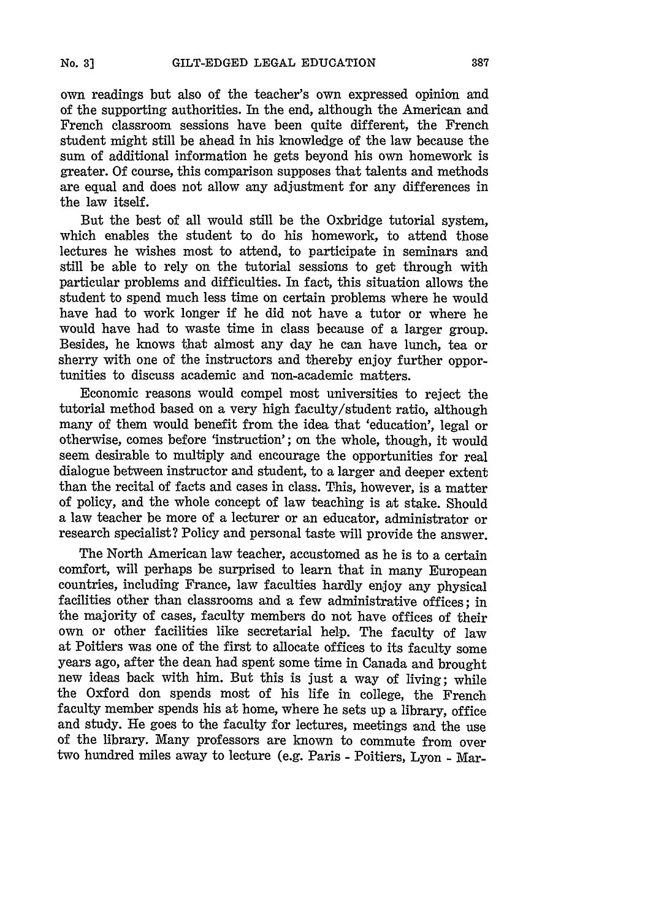own readings but also of the teacher's own expressed opinion and of the supporting authorities. In the end, although the American and French classroom sessions have been quite different, the French student might still be ahead in his knowledge of the law because the sum of additional information he gets beyond his own homework is greater. Of course, this comparison supposes that talents and methods are equal and does not allow any adjustment for any differences in the law itself.

But the best of all would still be the Oxbridge tutorial system, which enables the student to do his homework, to attend those lectures he wishes most to attend, to participate in seminars and still be able to rely on the tutorial sessions to get through with particular problems and difficulties. In fact, this situation allows the student to spend much less time on certain problems where he would have had to work longer if he did not have a tutor or where he would have had to waste time in class because of a larger group. Besides, he knows that almost any day he can have lunch, tea or sherry with one of the instructors and thereby enjoy further opportunities to discuss academic and non-academic matters.

Economic reasons would compel most universities to reject the tutorial method based on a very high faculty/student ratio, although many of them would benefit from the idea that 'education', legal or otherwise, comes before 'instruction'; on the whole, though, it would seem desirable to multiply and encourage the opportunities for real dialogue between instructor and student, to a larger and deeper extent than the recital of facts and cases in class. This, however, is a matter of policy, and the whole concept of law teaching is at stake. Should a law teacher be more of a lecturer or an educator, administrator or research specialist? Policy and personal taste will provide the answer.

The North American law teacher, accustomed as he is to a certain comfort, will perhaps be surprised to learn that in many European countries, including France, law faculties hardly enjoy any physical facilities other than classrooms and a few administrative offices; in the majority of cases, faculty members do not have offices of their own or other facilities like secretarial help. The faculty of law at Poitiers was one of the first to allocate offices to its faculty some years ago, after the dean had spent some time in Canada and brought new ideas back with him. But this is just a way of living; while the Oxford don spends most of his life in college, the French faculty member spends his at home, where he sets up a library, office and study. He goes to the faculty for lectures, meetings and the use of the library. Many professors are known to commute from over two hundred miles away to lecture (e.g. Paris - Poitiers, Lyon - Mar-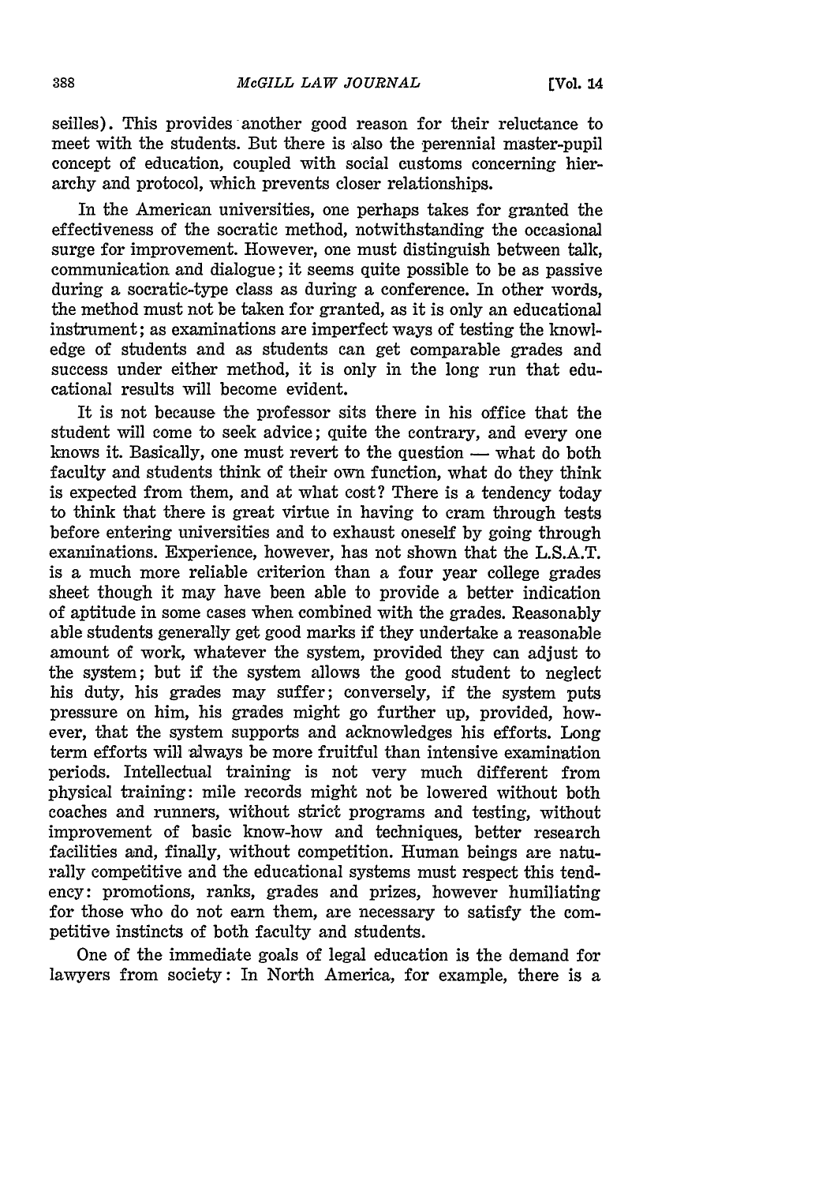seilles). This provides another good reason for their reluctance to meet with the students. But there is also the perennial master-pupil concept of education, coupled with social customs concerning hierarchy and protocol, which prevents closer relationships.

In the American universities, one perhaps takes for granted the effectiveness of the socratic method, notwithstanding the occasional surge for improvement. However, one must distinguish between talk, communication and dialogue; it seems quite possible to be as passive during a socratic-type class as during a conference. In other words, the method must not be taken for granted, as it is only an educational instrument; as examinations are imperfect ways of testing the knowledge of students and as students can get comparable grades and success under either method, it is only in the long run that educational results will become evident.

It is not because the professor sits there in his office that the student will come to seek advice; quite the contrary, and every one knows it. Basically, one must revert to the question — what do both faculty and students think of their own function, what do they think is expected from them, and at what cost? There is a tendency today to think that there is great virtue in having to cram through tests before entering universities and to exhaust oneself by going through examinations. Experience, however, has not shown that the L.S.A.T. is a much more reliable criterion than a four year college grades sheet though it may have been able to provide a better indication of aptitude in some cases when combined with the grades. Reasonably able students generally get good marks if they undertake a reasonable amount of work, whatever the system, provided they can adjust to the system; but if the system allows the good student to neglect his duty, his grades may suffer; conversely, if the system puts pressure on him, his grades might go further up, provided, however, that the system supports and acknowledges his efforts. Long term efforts will always be more fruitful than intensive examination periods. Intellectual training is not very much different from physical training: mile records might not be lowered without both coaches and runners, without strict programs and testing, without improvement of basic know-how and techniques, better research facilities and, finally, without competition. Human beings are naturally competitive and the educational systems must respect this tendency: promotions, ranks, grades and prizes, however humiliating for those who do not earn them, are necessary to satisfy the competitive instincts of both faculty and students.

One of the immediate goals of legal education is the demand for lawyers from society: In North America, for example, there is a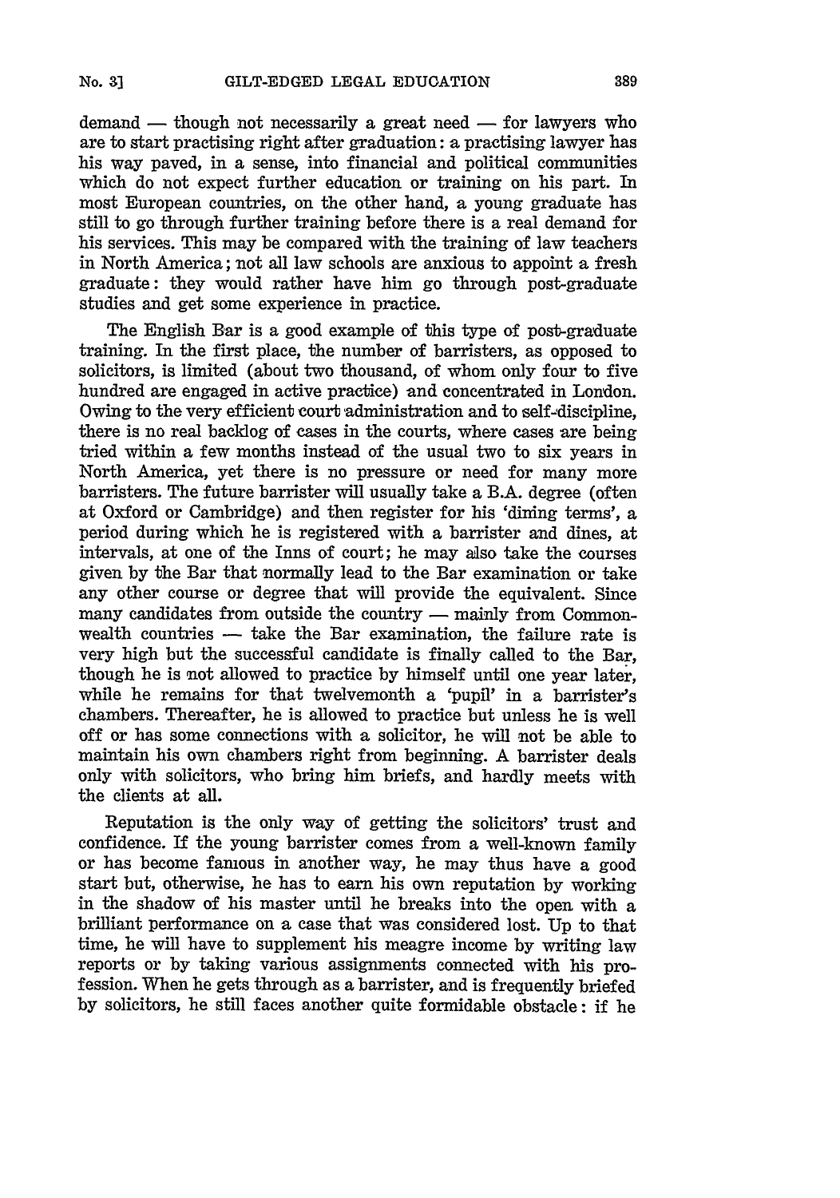demand — though not necessarily a great need — for lawyers who are to start practising right after graduation: a practising lawyer has his way paved, in a sense, into financial and political communities which do not expect further education or training on his part. In most European countries, on the other hand, a young graduate has still to go through further training before there is a real demand for his services. This may be compared with the training of law teachers in North America; not all law schools are anxious to appoint a fresh graduate: they would rather have him go through post-graduate studies and get some experience in practice.

The English Bar is a good example of this type of post-graduate training. In the first place, the number of barristers, as opposed to solicitors, is limited (about two thousand, of whom only four to five hundred are engaged in active practice) and concentrated in London. Owing to the very efficient court administration and to self-discipline, there is no real backlog of cases in the courts, where cases are being tried within a few months instead of the usual two to six years in North America, yet there is no pressure or need for many more barristers. The future barrister will usually take a B.A. degree (often at Oxford or Cambridge) and then register for his 'dining terms', a period during which he is registered with a barrister and dines, at intervals, at one of the Inns of court; he may also take the courses given by the Bar that normally lead to the Bar examination or take any other course or degree that will provide the equivalent. Since many candidates from outside the country — mainly from Commonwealth countries — take the Bar examination, the failure rate is very high but the successful candidate is finally called to the Bar, though he is not allowed to practice by himself until one year later, while he remains for that twelvemonth a 'pupil' in a barrister's chambers. Thereafter, he is allowed to practice but unless he is well off or has some connections with a solicitor, he will not be able to maintain his own chambers right from beginning. A barrister deals only with solicitors, who bring him briefs, and hardly meets with the clients at all.

Reputation is the only way of getting the solicitors' trust and confidence. If the young barrister comes from a well-known family or has become famous in another way, he may thus have a good start but, otherwise, he has to earn his own reputation by working in the shadow of his master until he breaks into the open with a brilliant performance on a case that was considered lost. Up to that time, he will have to supplement his meagre income by writing law reports or by taking various assignments connected with his profession. When he gets through as a barrister, and is frequently briefed by solicitors, he still faces another quite formidable obstacle: if he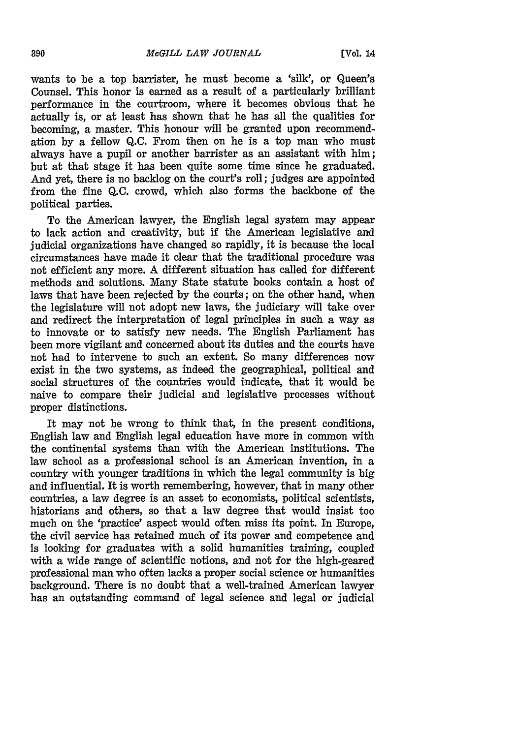wants to be a top barrister, he must become a 'silk', or Queen's Counsel. This honor is earned as a result of a particularly brilliant performance in the courtroom, where it becomes obvious that he actually is, or at least has shown that he has all the qualities for becoming, a master. This honour will be granted upon recommendation by a fellow Q.C. From then on he is a top man who must always have a pupil or another barrister as an assistant with him; but at that stage it has been quite some time since he graduated. And yet, there is no backlog on the court's roll; judges are appointed from the fine Q.C. crowd, which also forms the backbone of the political parties.

To the American lawyer, the English legal system may appear to lack action and creativity, but if the American legislative and judicial organizations have changed so rapidly, it is because the local circumstances have made it clear that the traditional procedure was not efficient any more. A different situation has called for different methods and solutions. Many State statute books contain a host of laws that have been rejected by the courts; on the other hand, when the legislature will not adopt new laws, the judiciary will take over and redirect the interpretation of legal principles in such a way as to innovate or to satisfy new needs. The English Parliament has been more vigilant and concerned about its duties and the courts have not had to intervene to such an extent. So many differences now exist in the two systems, as indeed the geographical, political and social structures of the countries would indicate, that it would be naive to compare their judicial and legislative processes without proper distinctions.

It may not be wrong to think that, in the present conditions, English law and English legal education have more in common with the continental systems than with the American institutions. The law school as a professional school is an American invention, in a country with younger traditions in which the legal community is big and influential. It is worth remembering, however, that in many other countries, a law degree is an asset to economists, political scientists, historians and others, so that a law degree that would insist too much on the 'practice' aspect would often miss its point. In Europe, the civil service has retained much of its power and competence and is looking for graduates with a solid humanities training, coupled with a wide range of scientific notions, and not for the high-geared professional man who often lacks a proper social science or humanities background. There is no doubt that a well-trained American lawyer has an outstanding command of legal science and legal or judicial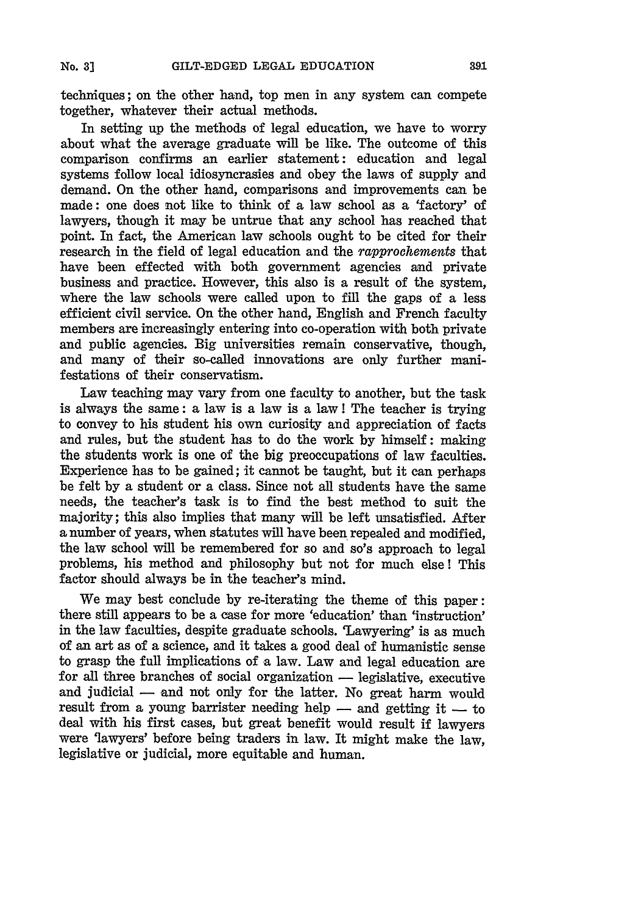techniques; on the other hand, top men in any system can compete together, whatever their actual methods.

In setting up the methods of legal education, we have to worry about what the average graduate will be like. The outcome of this comparison confirms an earlier statement: education and legal systems follow local idiosyncrasies and obey the laws of supply and demand. On the other hand, comparisons and improvements can be made: one does not like to think of a law school as a 'factory' of lawyers, though it may be untrue that any school has reached that point. In fact, the American law schools ought to be cited for their research in the field of legal education and the *rapprochements* that have been effected with both government agencies and private business and practice. However, this also is a result of the system, where the law schools were called upon to fill the gaps of a less efficient civil service. On the other hand, English and French faculty members are increasingly entering into co-operation with both private and public agencies. Big universities remain conservative, though, and many of their so-called innovations are only further manifestations of their conservatism.

Law teaching may vary from one faculty to another, but the task is always the same: a law is a law is a law! The teacher is trying to convey to his student his own curiosity and appreciation of facts and rules, but the student has to do the work by himself: making the students work is one of the big preoccupations of law faculties. Experience has to be gained; it cannot be taught, but it can perhaps be felt by a student or a class. Since not all students have the same needs, the teacher's task is to find the best method to suit the majority; this also implies that many will be left unsatisfied. After a number of years, when statutes will have been repealed and modified, the law school will be remembered for so and so's approach to legal problems, his method and philosophy but not for much else! This factor should always be in the teacher's mind.

We may best conclude by re-iterating the theme of this paper: there still appears to be a case for more 'education' than 'instruction' in the law faculties, despite graduate schools. 'Lawyering' is as much of an art as of a science, and it takes a good deal of humanistic sense to grasp the full implications of a law. Law and legal education are for all three branches of social organization — legislative, executive and judicial — and not only for the latter. No great harm would result from a young barrister needing help — and getting it — to deal with his first cases, but great benefit would result if lawyers were 'lawyers' before being traders in law. It might make the law, legislative or judicial, more equitable and human.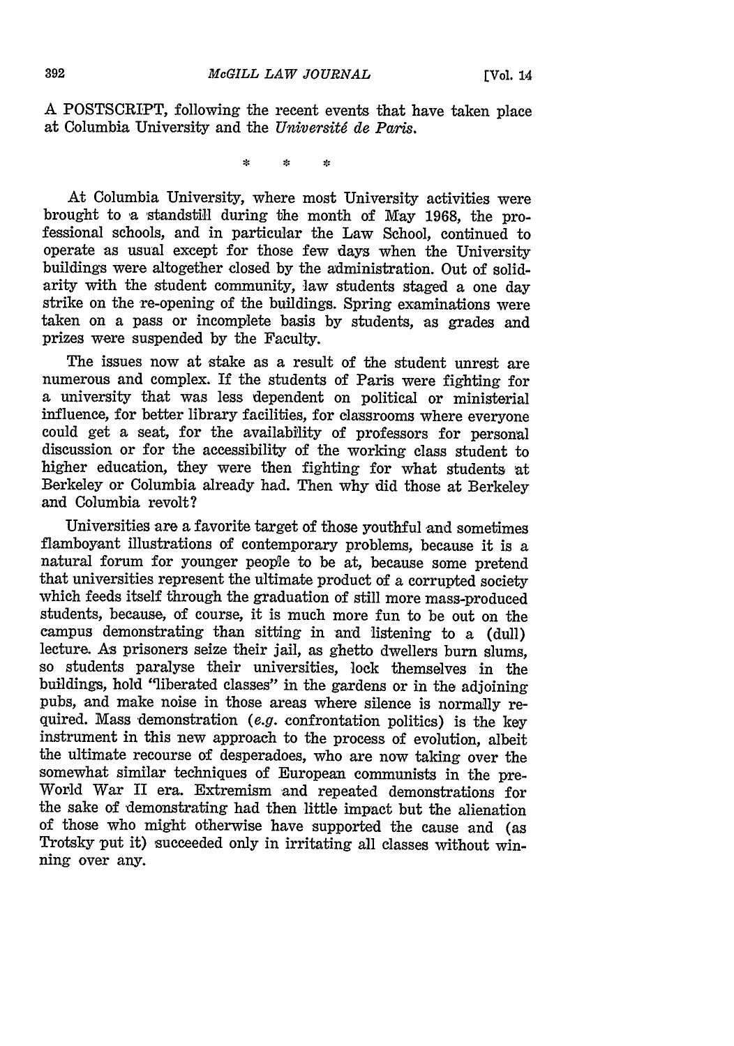A POSTSCRIPT, following the recent events that have taken place at Columbia University and the *Université de Paris.*

\* \* \*

At Columbia University, where most University activities were brought to a standstill during the month of May 1968, the professional schools, and in particular the Law School, continued to operate as usual except for those few days when the University buildings were altogether closed by the administration. Out of solidarity with the student community, law students staged a one day strike on the re-opening of the buildings. Spring examinations were taken on a pass or incomplete basis by students, as grades and prizes were suspended by the Faculty.

The issues now at stake as a result of the student unrest are numerous and complex. If the students of Paris were fighting for a university that was less dependent on political or ministerial influence, for better library facilities, for classrooms where everyone could get a seat, for the availability of professors for personal discussion or for the accessibility of the working class student to higher education, they were then fighting for what students at Berkeley or Columbia already had. Then why did those at Berkeley and Columbia revolt?

Universities are a favorite target of those youthful and sometimes flamboyant illustrations of contemporary problems, because it is a natural forum for younger people to be at, because some pretend that universities represent the ultimate product of a corrupted society which feeds itself through the graduation of still more mass-produced students, because, of course, it is much more fun to be out on the campus demonstrating than sitting in and listening to a (dull) lecture. As prisoners seize their jail, as ghetto dwellers burn slums, so students paralyse their universities, lock themselves in the buildings, hold "liberated classes" in the gardens or in the adjoining pubs, and make noise in those areas where silence is normally required. Mass demonstration (*e.g.* confrontation politics) is the key instrument in this new approach to the process of evolution, albeit the ultimate recourse of desperadoes, who are now taking over the somewhat similar techniques of European communists in the pre-World War II era. Extremism and repeated demonstrations for the sake of demonstrating had then little impact but the alienation of those who might otherwise have supported the cause and (as Trotsky put it) succeeded only in irritating all classes without winning over any.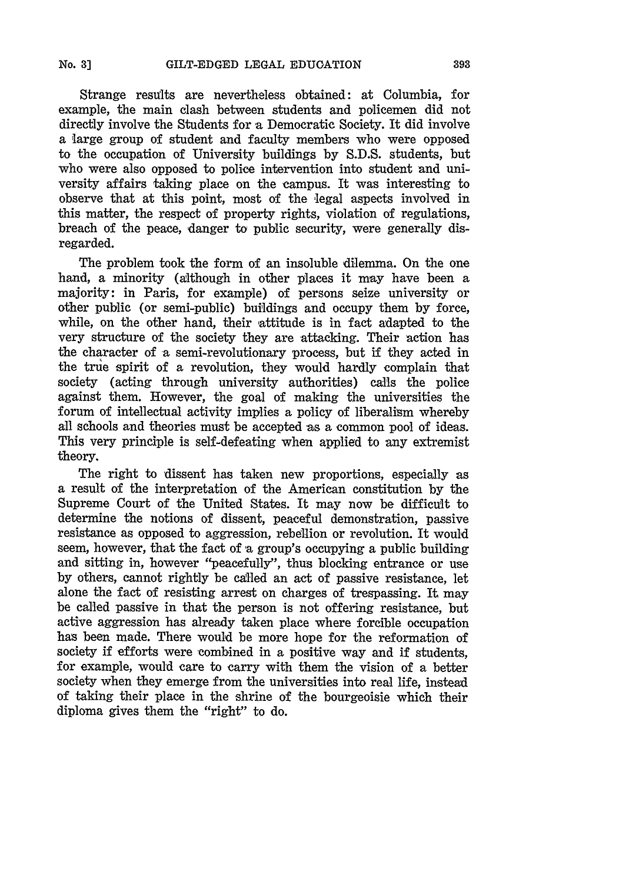Strange results are nevertheless obtained: at Columbia, for example, the main clash between students and policemen did not directly involve the Students for a Democratic Society. It did involve a large group of student and faculty members who were opposed to the occupation of University buildings by S.D.S. students, but who were also opposed to police intervention into student and university affairs taking place on the campus. It was interesting to observe that at this point, most of the legal aspects involved in this matter, the respect of property rights, violation of regulations, breach of the peace, danger to public security, were generally disregarded.

The problem took the form of an insoluble dilemma. On the one hand, a minority (although in other places it may have been a majority: in Paris, for example) of persons seize university or other public (or semi-public) buildings and occupy them by force, while, on the other hand, their attitude is in fact adapted to the very structure of the society they are attacking. Their action has the character of a semi-revolutionary process, but if they acted in the true spirit of a revolution, they would hardly complain that society (acting through university authorities) calls the police against them. However, the goal of making the universities the forum of intellectual activity implies a policy of liberalism whereby all schools and theories must be accepted as a common pool of ideas. This very principle is self-defeating when applied to any extremist theory.

The right to dissent has taken new proportions, especially as a result of the interpretation of the American constitution by the Supreme Court of the United States. It may now be difficult to determine the notions of dissent, peaceful demonstration, passive resistance as opposed to aggression, rebellion or revolution. It would seem, however, that the fact of a group's occupying a public building and sitting in, however "peacefully", thus blocking entrance or use by others, cannot rightly be called an act of passive resistance, let alone the fact of resisting arrest on charges of trespassing. It may be called passive in that the person is not offering resistance, but active aggression has already taken place where forcible occupation has been made. There would be more hope for the reformation of society if efforts were combined in a positive way and if students, for example, would care to carry with them the vision of a better society when they emerge from the universities into real life, instead of taking their place in the shrine of the bourgeoisie which their diploma gives them the "right" to do.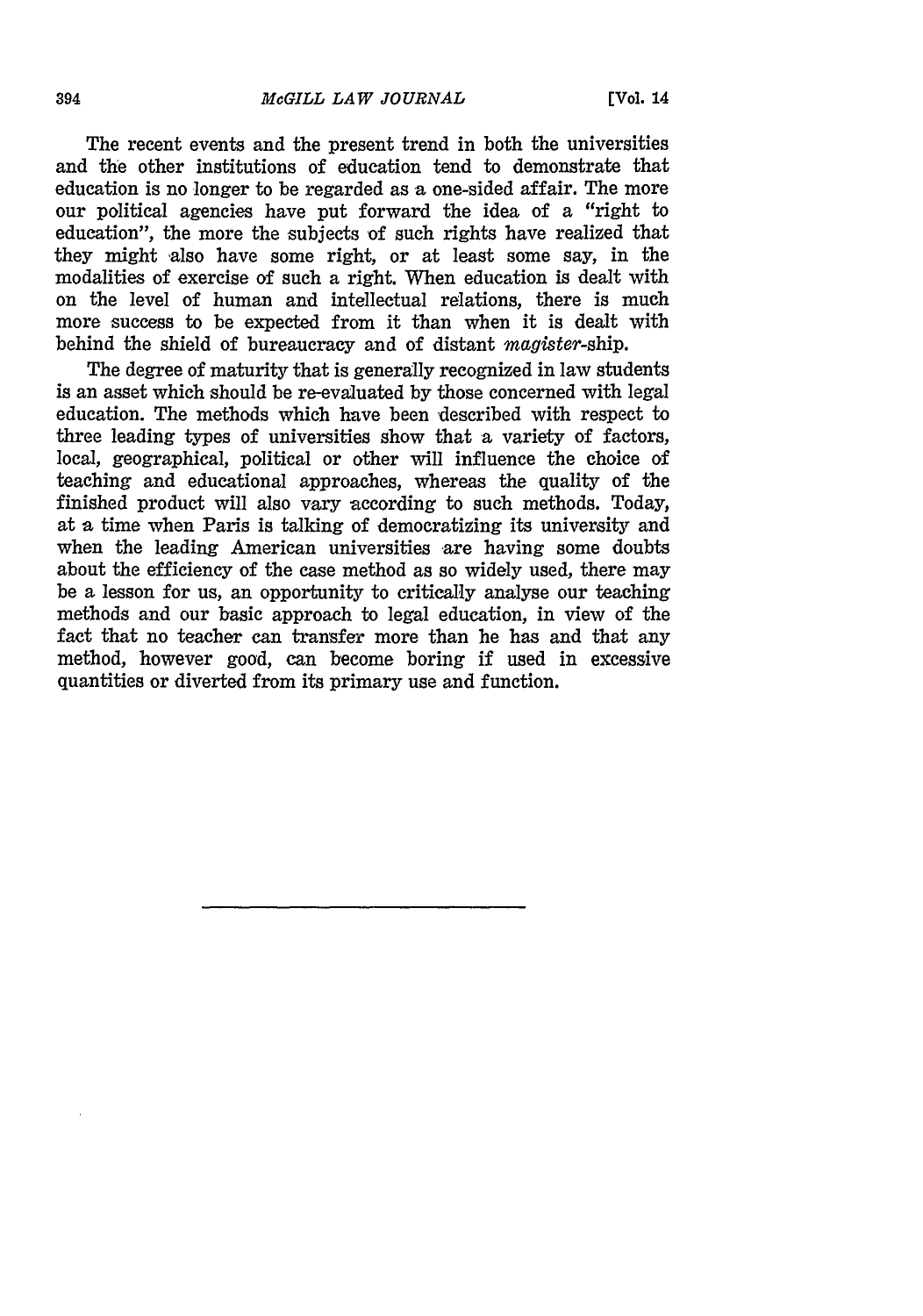The recent events and the present trend in both the universities and the other institutions of education tend to demonstrate that education is no longer to be regarded as a one-sided affair. The more our political agencies have put forward the idea of a "right to education", the more the subjects of such rights have realized that they might also have some right, or at least some say, in the modalities of exercise of such a right. When education is dealt with on the level of human and intellectual relations, there is much more success to be expected from it than when it is dealt with behind the shield of bureaucracy and of distant *magister*-ship.

The degree of maturity that is generally recognized in law students is an asset which should be re-evaluated by those concerned with legal education. The methods which have been described with respect to three leading types of universities show that a variety of factors, local, geographical, political or other will influence the choice of teaching and educational approaches, whereas the quality of the finished product will also vary according to such methods. Today, at a time when Paris is talking of democratizing its university and when the leading American universities are having some doubts about the efficiency of the case method as so widely used, there may be a lesson for us, an opportunity to critically analyse our teaching methods and our basic approach to legal education, in view of the fact that no teacher can transfer more than he has and that any method, however good, can become boring if used in excessive quantities or diverted from its primary use and function.